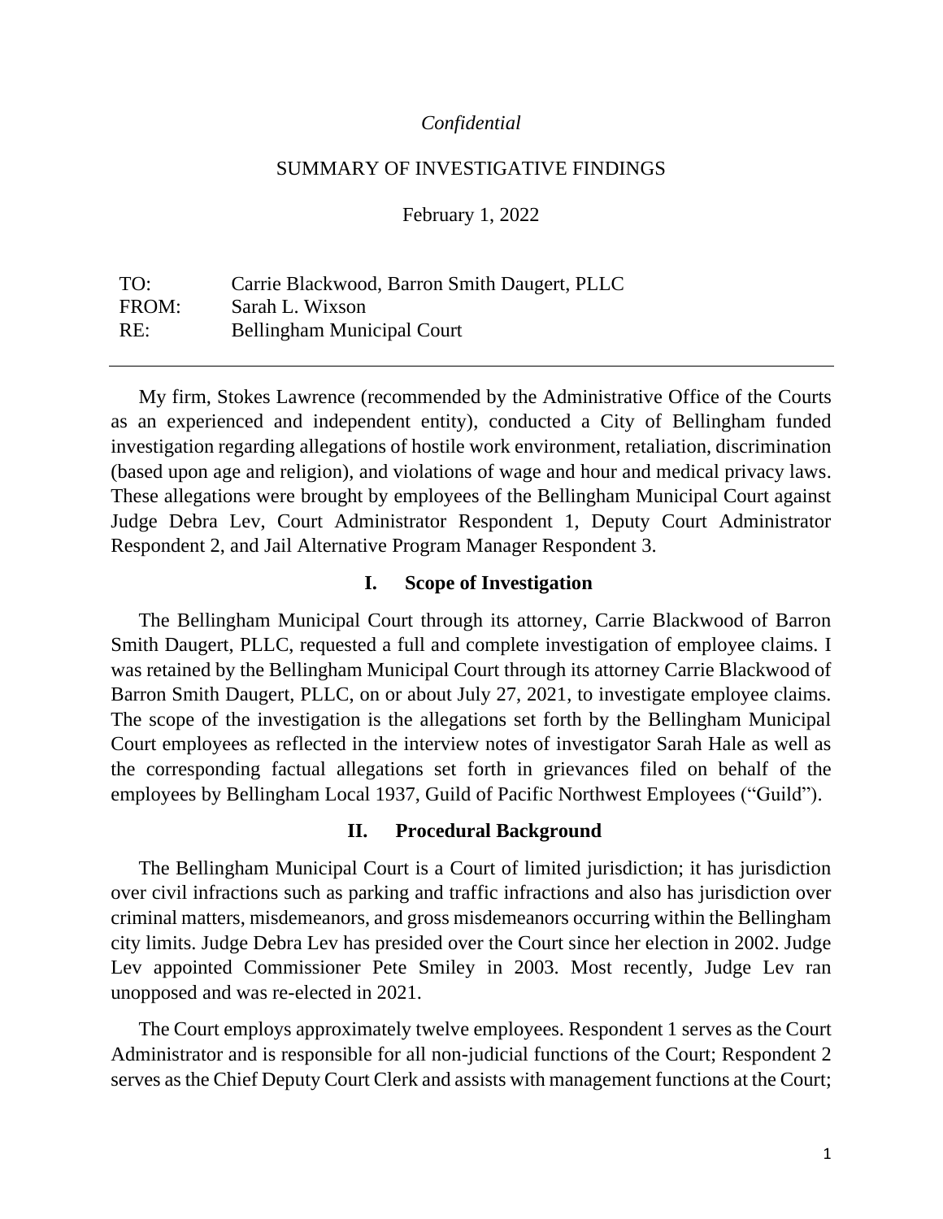*Confidential*

SUMMARY OF INVESTIGATIVE FINDINGS

February 1, 2022

| | |
|---|---|
| TO: | Carrie Blackwood, Barron Smith Daugert, PLLC |
| FROM: | Sarah L. Wixson |
| RE: | Bellingham Municipal Court |

---

My firm, Stokes Lawrence (recommended by the Administrative Office of the Courts as an experienced and independent entity), conducted a City of Bellingham funded investigation regarding allegations of hostile work environment, retaliation, discrimination (based upon age and religion), and violations of wage and hour and medical privacy laws. These allegations were brought by employees of the Bellingham Municipal Court against Judge Debra Lev, Court Administrator Respondent 1, Deputy Court Administrator Respondent 2, and Jail Alternative Program Manager Respondent 3.

## I. Scope of Investigation

The Bellingham Municipal Court through its attorney, Carrie Blackwood of Barron Smith Daugert, PLLC, requested a full and complete investigation of employee claims. I was retained by the Bellingham Municipal Court through its attorney Carrie Blackwood of Barron Smith Daugert, PLLC, on or about July 27, 2021, to investigate employee claims. The scope of the investigation is the allegations set forth by the Bellingham Municipal Court employees as reflected in the interview notes of investigator Sarah Hale as well as the corresponding factual allegations set forth in grievances filed on behalf of the employees by Bellingham Local 1937, Guild of Pacific Northwest Employees ("Guild").

## II. Procedural Background

The Bellingham Municipal Court is a Court of limited jurisdiction; it has jurisdiction over civil infractions such as parking and traffic infractions and also has jurisdiction over criminal matters, misdemeanors, and gross misdemeanors occurring within the Bellingham city limits. Judge Debra Lev has presided over the Court since her election in 2002. Judge Lev appointed Commissioner Pete Smiley in 2003. Most recently, Judge Lev ran unopposed and was re-elected in 2021.

The Court employs approximately twelve employees. Respondent 1 serves as the Court Administrator and is responsible for all non-judicial functions of the Court; Respondent 2 serves as the Chief Deputy Court Clerk and assists with management functions at the Court;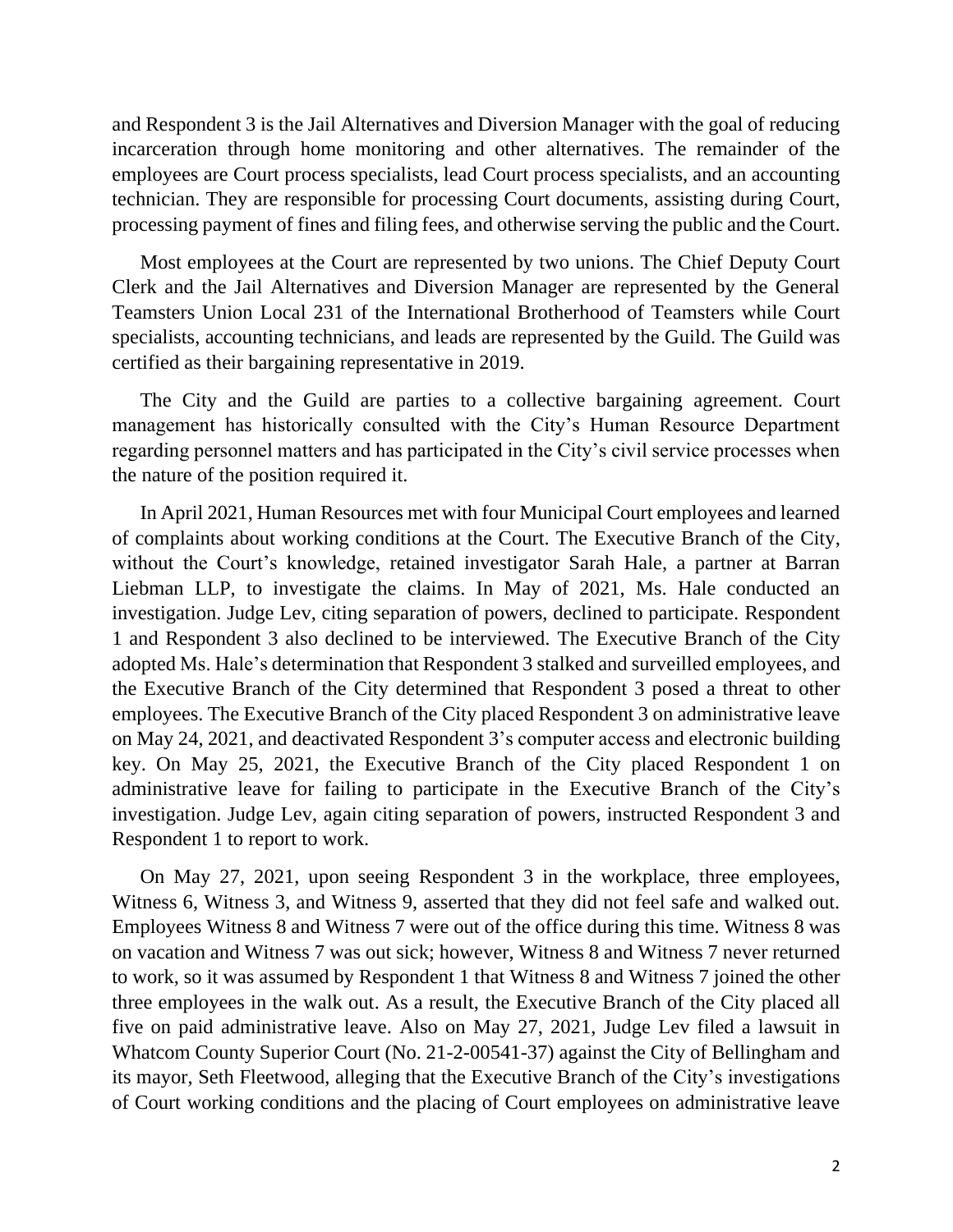and Respondent 3 is the Jail Alternatives and Diversion Manager with the goal of reducing incarceration through home monitoring and other alternatives. The remainder of the employees are Court process specialists, lead Court process specialists, and an accounting technician. They are responsible for processing Court documents, assisting during Court, processing payment of fines and filing fees, and otherwise serving the public and the Court.

Most employees at the Court are represented by two unions. The Chief Deputy Court Clerk and the Jail Alternatives and Diversion Manager are represented by the General Teamsters Union Local 231 of the International Brotherhood of Teamsters while Court specialists, accounting technicians, and leads are represented by the Guild. The Guild was certified as their bargaining representative in 2019.

The City and the Guild are parties to a collective bargaining agreement. Court management has historically consulted with the City's Human Resource Department regarding personnel matters and has participated in the City's civil service processes when the nature of the position required it.

In April 2021, Human Resources met with four Municipal Court employees and learned of complaints about working conditions at the Court. The Executive Branch of the City, without the Court's knowledge, retained investigator Sarah Hale, a partner at Barran Liebman LLP, to investigate the claims. In May of 2021, Ms. Hale conducted an investigation. Judge Lev, citing separation of powers, declined to participate. Respondent 1 and Respondent 3 also declined to be interviewed. The Executive Branch of the City adopted Ms. Hale's determination that Respondent 3 stalked and surveilled employees, and the Executive Branch of the City determined that Respondent 3 posed a threat to other employees. The Executive Branch of the City placed Respondent 3 on administrative leave on May 24, 2021, and deactivated Respondent 3's computer access and electronic building key. On May 25, 2021, the Executive Branch of the City placed Respondent 1 on administrative leave for failing to participate in the Executive Branch of the City's investigation. Judge Lev, again citing separation of powers, instructed Respondent 3 and Respondent 1 to report to work.

On May 27, 2021, upon seeing Respondent 3 in the workplace, three employees, Witness 6, Witness 3, and Witness 9, asserted that they did not feel safe and walked out. Employees Witness 8 and Witness 7 were out of the office during this time. Witness 8 was on vacation and Witness 7 was out sick; however, Witness 8 and Witness 7 never returned to work, so it was assumed by Respondent 1 that Witness 8 and Witness 7 joined the other three employees in the walk out. As a result, the Executive Branch of the City placed all five on paid administrative leave. Also on May 27, 2021, Judge Lev filed a lawsuit in Whatcom County Superior Court (No. 21-2-00541-37) against the City of Bellingham and its mayor, Seth Fleetwood, alleging that the Executive Branch of the City's investigations of Court working conditions and the placing of Court employees on administrative leave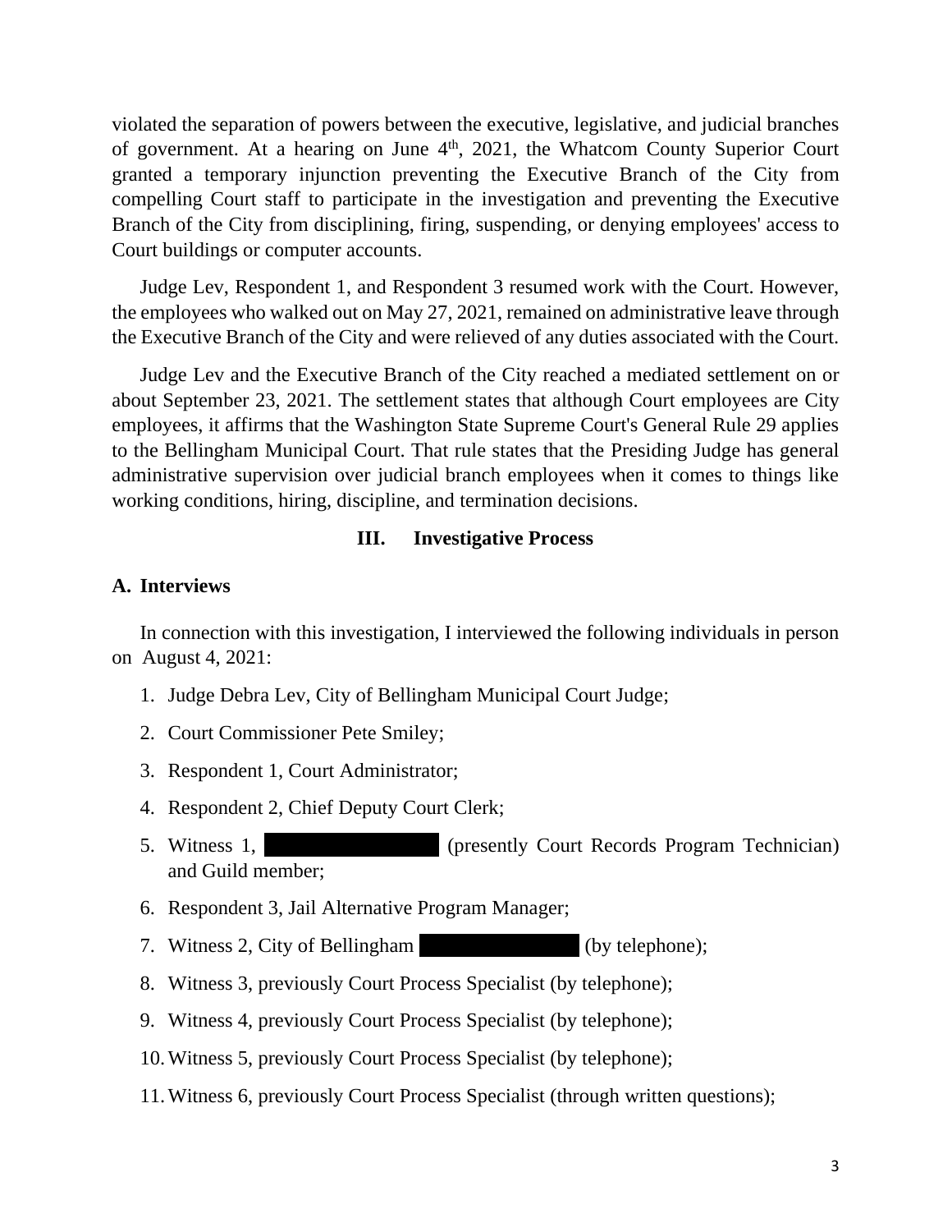violated the separation of powers between the executive, legislative, and judicial branches of government. At a hearing on June 4th, 2021, the Whatcom County Superior Court granted a temporary injunction preventing the Executive Branch of the City from compelling Court staff to participate in the investigation and preventing the Executive Branch of the City from disciplining, firing, suspending, or denying employees' access to Court buildings or computer accounts.

Judge Lev, Respondent 1, and Respondent 3 resumed work with the Court. However, the employees who walked out on May 27, 2021, remained on administrative leave through the Executive Branch of the City and were relieved of any duties associated with the Court.

Judge Lev and the Executive Branch of the City reached a mediated settlement on or about September 23, 2021. The settlement states that although Court employees are City employees, it affirms that the Washington State Supreme Court's General Rule 29 applies to the Bellingham Municipal Court. That rule states that the Presiding Judge has general administrative supervision over judicial branch employees when it comes to things like working conditions, hiring, discipline, and termination decisions.

## III. Investigative Process

### A. Interviews

In connection with this investigation, I interviewed the following individuals in person on August 4, 2021:

1. Judge Debra Lev, City of Bellingham Municipal Court Judge;
2. Court Commissioner Pete Smiley;
3. Respondent 1, Court Administrator;
4. Respondent 2, Chief Deputy Court Clerk;
5. Witness 1, [REDACTED] (presently Court Records Program Technician) and Guild member;
6. Respondent 3, Jail Alternative Program Manager;
7. Witness 2, City of Bellingham [REDACTED] (by telephone);
8. Witness 3, previously Court Process Specialist (by telephone);
9. Witness 4, previously Court Process Specialist (by telephone);
10. Witness 5, previously Court Process Specialist (by telephone);
11. Witness 6, previously Court Process Specialist (through written questions);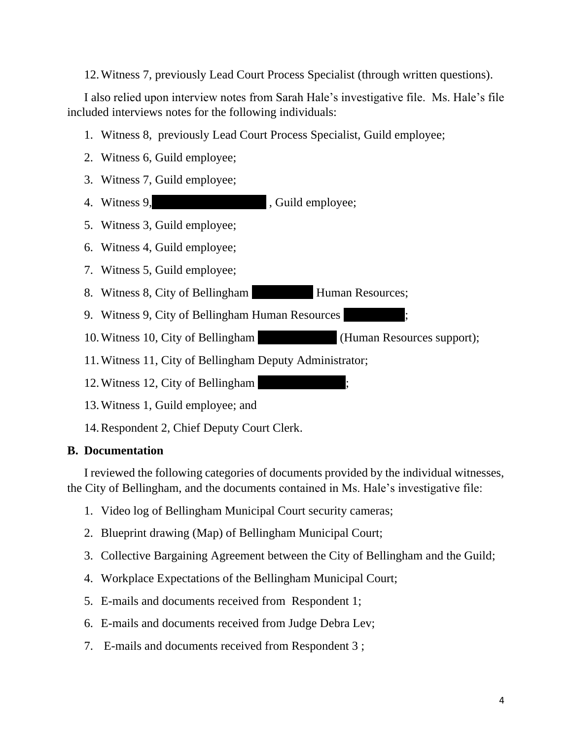12. Witness 7, previously Lead Court Process Specialist (through written questions).

I also relied upon interview notes from Sarah Hale's investigative file. Ms. Hale's file included interviews notes for the following individuals:

1. Witness 8, previously Lead Court Process Specialist, Guild employee;
2. Witness 6, Guild employee;
3. Witness 7, Guild employee;
4. Witness 9, [REDACTED], Guild employee;
5. Witness 3, Guild employee;
6. Witness 4, Guild employee;
7. Witness 5, Guild employee;
8. Witness 8, City of Bellingham [REDACTED] Human Resources;
9. Witness 9, City of Bellingham Human Resources [REDACTED];
10. Witness 10, City of Bellingham [REDACTED] (Human Resources support);
11. Witness 11, City of Bellingham Deputy Administrator;
12. Witness 12, City of Bellingham [REDACTED];
13. Witness 1, Guild employee; and
14. Respondent 2, Chief Deputy Court Clerk.

## B. Documentation

I reviewed the following categories of documents provided by the individual witnesses, the City of Bellingham, and the documents contained in Ms. Hale's investigative file:

1. Video log of Bellingham Municipal Court security cameras;
2. Blueprint drawing (Map) of Bellingham Municipal Court;
3. Collective Bargaining Agreement between the City of Bellingham and the Guild;
4. Workplace Expectations of the Bellingham Municipal Court;
5. E-mails and documents received from Respondent 1;
6. E-mails and documents received from Judge Debra Lev;
7. E-mails and documents received from Respondent 3 ;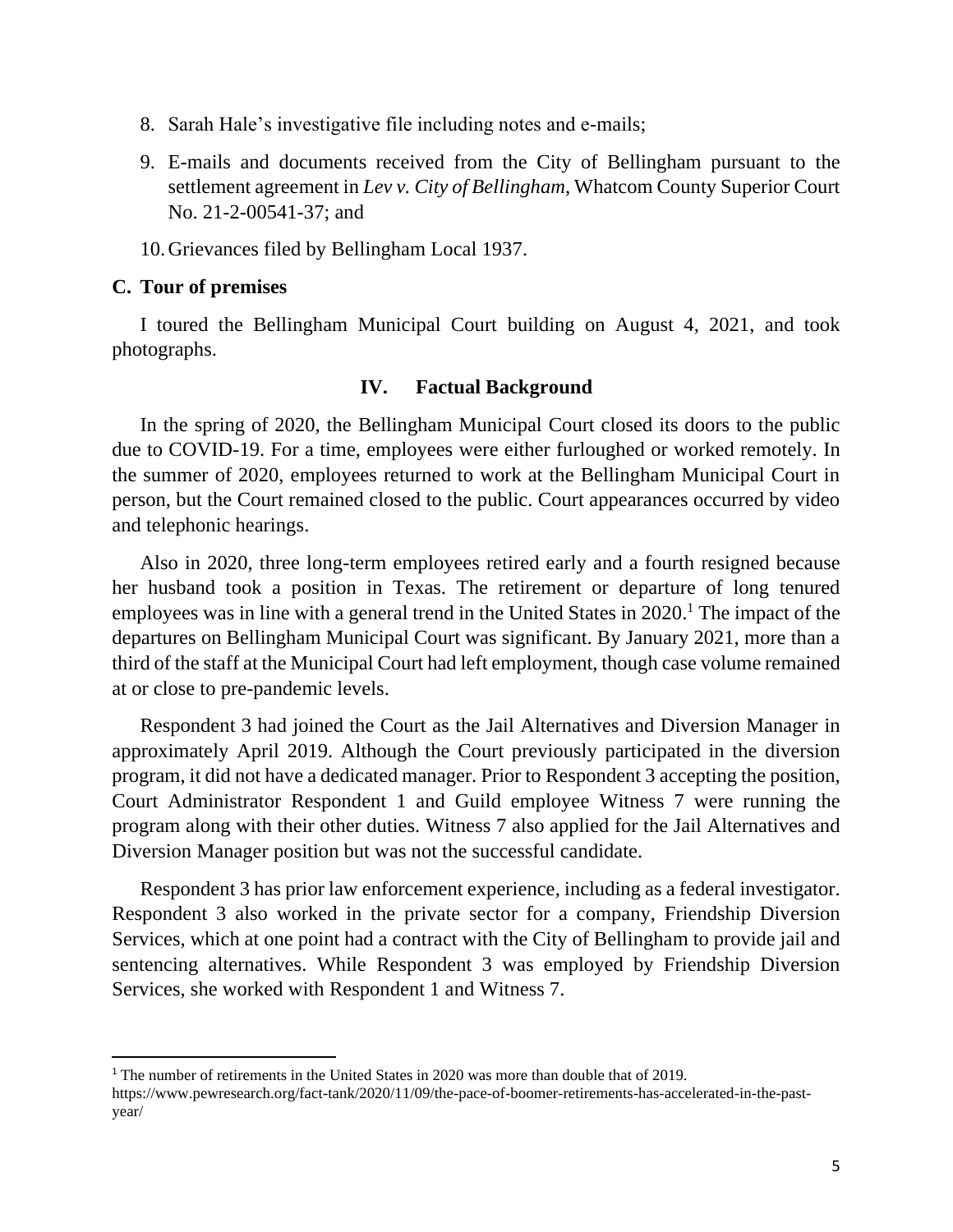8. Sarah Hale's investigative file including notes and e-mails;

9. E-mails and documents received from the City of Bellingham pursuant to the settlement agreement in *Lev v. City of Bellingham*, Whatcom County Superior Court No. 21-2-00541-37; and

10. Grievances filed by Bellingham Local 1937.

### C. Tour of premises

I toured the Bellingham Municipal Court building on August 4, 2021, and took photographs.

## IV. Factual Background

In the spring of 2020, the Bellingham Municipal Court closed its doors to the public due to COVID-19. For a time, employees were either furloughed or worked remotely. In the summer of 2020, employees returned to work at the Bellingham Municipal Court in person, but the Court remained closed to the public. Court appearances occurred by video and telephonic hearings.

Also in 2020, three long-term employees retired early and a fourth resigned because her husband took a position in Texas. The retirement or departure of long tenured employees was in line with a general trend in the United States in 2020.[1] The impact of the departures on Bellingham Municipal Court was significant. By January 2021, more than a third of the staff at the Municipal Court had left employment, though case volume remained at or close to pre-pandemic levels.

Respondent 3 had joined the Court as the Jail Alternatives and Diversion Manager in approximately April 2019. Although the Court previously participated in the diversion program, it did not have a dedicated manager. Prior to Respondent 3 accepting the position, Court Administrator Respondent 1 and Guild employee Witness 7 were running the program along with their other duties. Witness 7 also applied for the Jail Alternatives and Diversion Manager position but was not the successful candidate.

Respondent 3 has prior law enforcement experience, including as a federal investigator. Respondent 3 also worked in the private sector for a company, Friendship Diversion Services, which at one point had a contract with the City of Bellingham to provide jail and sentencing alternatives. While Respondent 3 was employed by Friendship Diversion Services, she worked with Respondent 1 and Witness 7.

---

[1] The number of retirements in the United States in 2020 was more than double that of 2019. https://www.pewresearch.org/fact-tank/2020/11/09/the-pace-of-boomer-retirements-has-accelerated-in-the-past-year/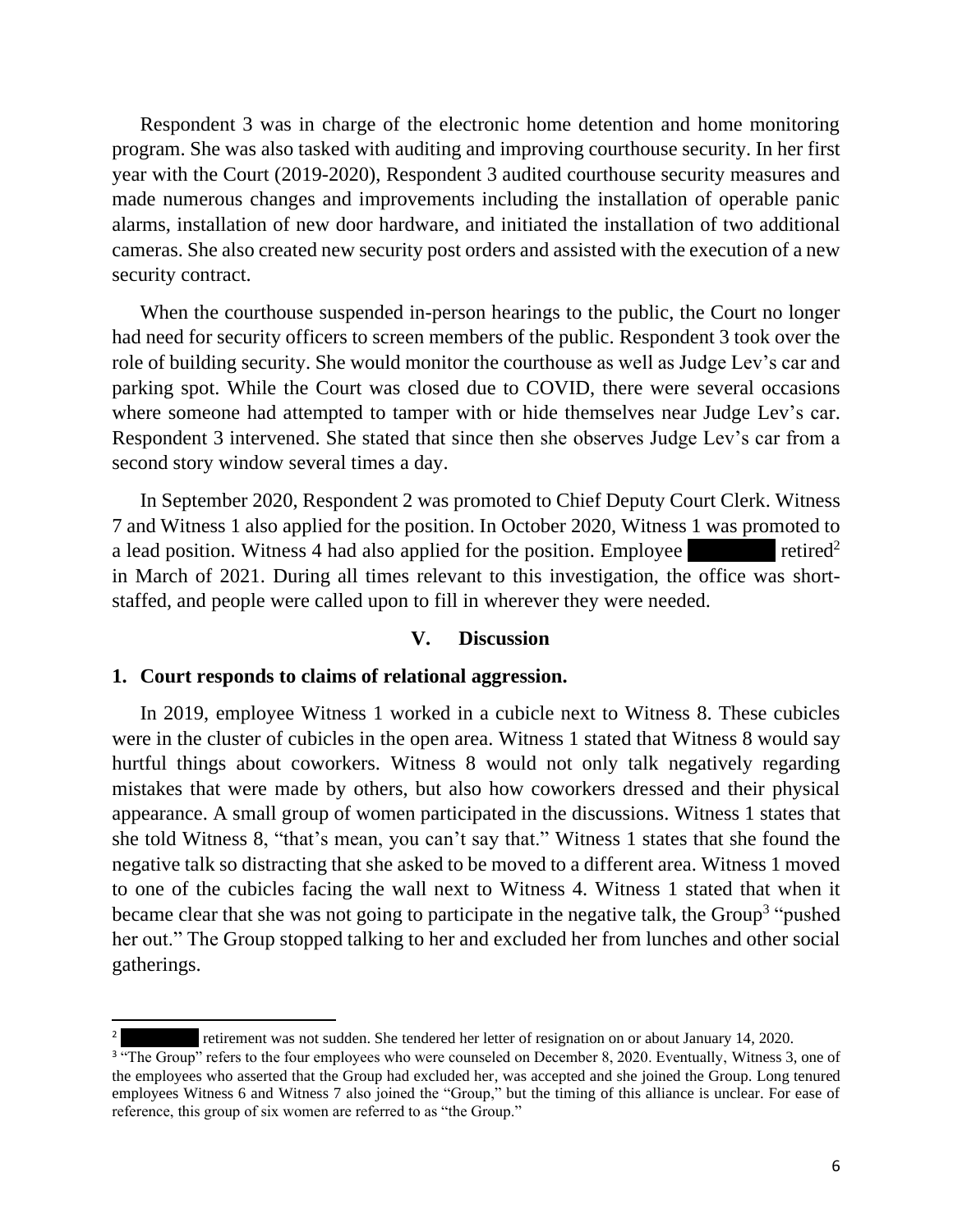Respondent 3 was in charge of the electronic home detention and home monitoring program. She was also tasked with auditing and improving courthouse security. In her first year with the Court (2019-2020), Respondent 3 audited courthouse security measures and made numerous changes and improvements including the installation of operable panic alarms, installation of new door hardware, and initiated the installation of two additional cameras. She also created new security post orders and assisted with the execution of a new security contract.

When the courthouse suspended in-person hearings to the public, the Court no longer had need for security officers to screen members of the public. Respondent 3 took over the role of building security. She would monitor the courthouse as well as Judge Lev's car and parking spot. While the Court was closed due to COVID, there were several occasions where someone had attempted to tamper with or hide themselves near Judge Lev's car. Respondent 3 intervened. She stated that since then she observes Judge Lev's car from a second story window several times a day.

In September 2020, Respondent 2 was promoted to Chief Deputy Court Clerk. Witness 7 and Witness 1 also applied for the position. In October 2020, Witness 1 was promoted to a lead position. Witness 4 had also applied for the position. Employee ████████ retired[2] in March of 2021. During all times relevant to this investigation, the office was short-staffed, and people were called upon to fill in wherever they were needed.

## V. Discussion

### 1. Court responds to claims of relational aggression.

In 2019, employee Witness 1 worked in a cubicle next to Witness 8. These cubicles were in the cluster of cubicles in the open area. Witness 1 stated that Witness 8 would say hurtful things about coworkers. Witness 8 would not only talk negatively regarding mistakes that were made by others, but also how coworkers dressed and their physical appearance. A small group of women participated in the discussions. Witness 1 states that she told Witness 8, "that's mean, you can't say that." Witness 1 states that she found the negative talk so distracting that she asked to be moved to a different area. Witness 1 moved to one of the cubicles facing the wall next to Witness 4. Witness 1 stated that when it became clear that she was not going to participate in the negative talk, the Group[3] "pushed her out." The Group stopped talking to her and excluded her from lunches and other social gatherings.

---

[2] ████████ retirement was not sudden. She tendered her letter of resignation on or about January 14, 2020.

[3] "The Group" refers to the four employees who were counseled on December 8, 2020. Eventually, Witness 3, one of the employees who asserted that the Group had excluded her, was accepted and she joined the Group. Long tenured employees Witness 6 and Witness 7 also joined the "Group," but the timing of this alliance is unclear. For ease of reference, this group of six women are referred to as "the Group."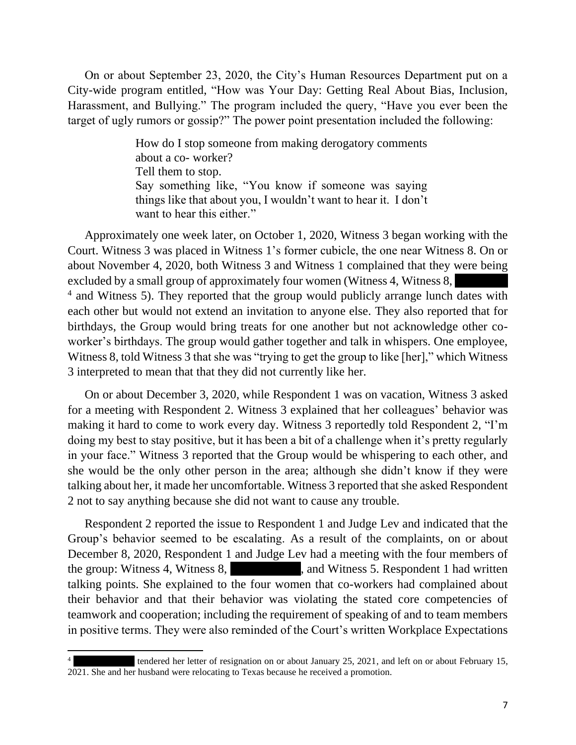On or about September 23, 2020, the City's Human Resources Department put on a City-wide program entitled, "How was Your Day: Getting Real About Bias, Inclusion, Harassment, and Bullying." The program included the query, "Have you ever been the target of ugly rumors or gossip?" The power point presentation included the following:

> How do I stop someone from making derogatory comments about a co- worker?
> Tell them to stop.
> Say something like, "You know if someone was saying things like that about you, I wouldn't want to hear it. I don't want to hear this either."

Approximately one week later, on October 1, 2020, Witness 3 began working with the Court. Witness 3 was placed in Witness 1's former cubicle, the one near Witness 8. On or about November 4, 2020, both Witness 3 and Witness 1 complained that they were being excluded by a small group of approximately four women (Witness 4, Witness 8, [REDACTED] [4] and Witness 5). They reported that the group would publicly arrange lunch dates with each other but would not extend an invitation to anyone else. They also reported that for birthdays, the Group would bring treats for one another but not acknowledge other co-worker's birthdays. The group would gather together and talk in whispers. One employee, Witness 8, told Witness 3 that she was "trying to get the group to like [her]," which Witness 3 interpreted to mean that that they did not currently like her.

On or about December 3, 2020, while Respondent 1 was on vacation, Witness 3 asked for a meeting with Respondent 2. Witness 3 explained that her colleagues' behavior was making it hard to come to work every day. Witness 3 reportedly told Respondent 2, "I'm doing my best to stay positive, but it has been a bit of a challenge when it's pretty regularly in your face." Witness 3 reported that the Group would be whispering to each other, and she would be the only other person in the area; although she didn't know if they were talking about her, it made her uncomfortable. Witness 3 reported that she asked Respondent 2 not to say anything because she did not want to cause any trouble.

Respondent 2 reported the issue to Respondent 1 and Judge Lev and indicated that the Group's behavior seemed to be escalating. As a result of the complaints, on or about December 8, 2020, Respondent 1 and Judge Lev had a meeting with the four members of the group: Witness 4, Witness 8, [REDACTED], and Witness 5. Respondent 1 had written talking points. She explained to the four women that co-workers had complained about their behavior and that their behavior was violating the stated core competencies of teamwork and cooperation; including the requirement of speaking of and to team members in positive terms. They were also reminded of the Court's written Workplace Expectations

---

[4] [REDACTED] tendered her letter of resignation on or about January 25, 2021, and left on or about February 15, 2021. She and her husband were relocating to Texas because he received a promotion.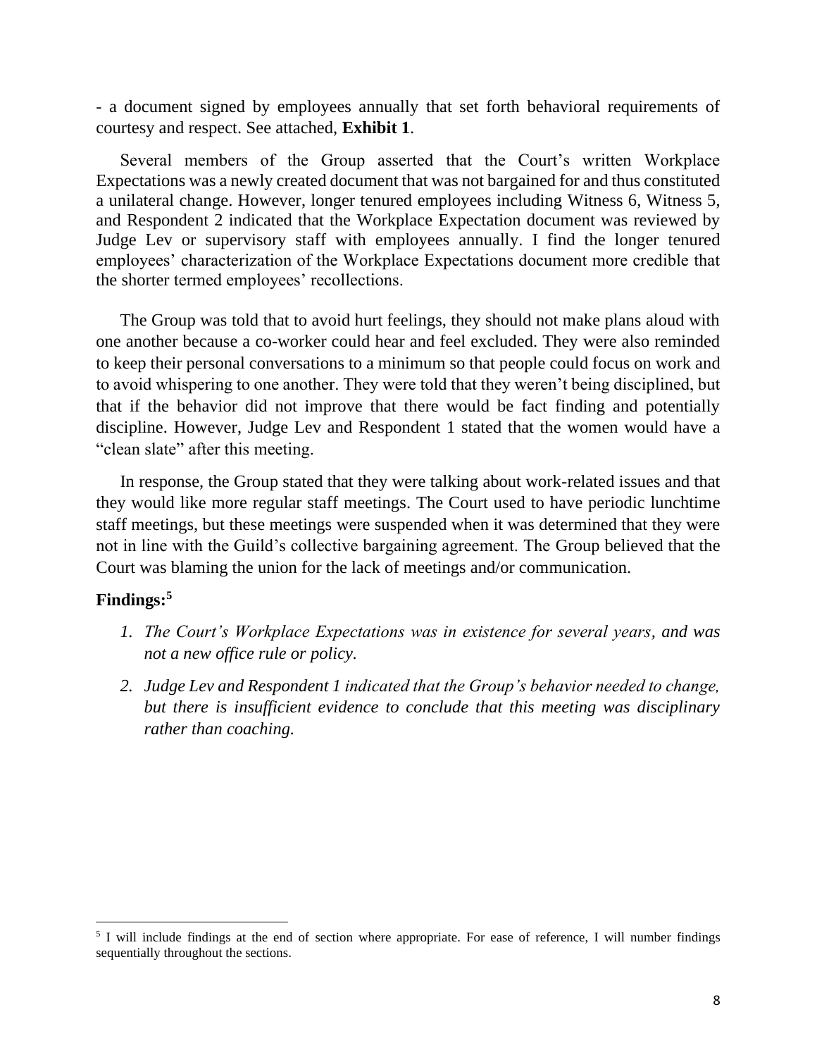- a document signed by employees annually that set forth behavioral requirements of courtesy and respect. See attached, **Exhibit 1**.

Several members of the Group asserted that the Court's written Workplace Expectations was a newly created document that was not bargained for and thus constituted a unilateral change. However, longer tenured employees including Witness 6, Witness 5, and Respondent 2 indicated that the Workplace Expectation document was reviewed by Judge Lev or supervisory staff with employees annually. I find the longer tenured employees' characterization of the Workplace Expectations document more credible that the shorter termed employees' recollections.

The Group was told that to avoid hurt feelings, they should not make plans aloud with one another because a co-worker could hear and feel excluded. They were also reminded to keep their personal conversations to a minimum so that people could focus on work and to avoid whispering to one another. They were told that they weren't being disciplined, but that if the behavior did not improve that there would be fact finding and potentially discipline. However, Judge Lev and Respondent 1 stated that the women would have a "clean slate" after this meeting.

In response, the Group stated that they were talking about work-related issues and that they would like more regular staff meetings. The Court used to have periodic lunchtime staff meetings, but these meetings were suspended when it was determined that they were not in line with the Guild's collective bargaining agreement. The Group believed that the Court was blaming the union for the lack of meetings and/or communication.

**Findings:**[5]

1. *The Court's Workplace Expectations was in existence for several years, and was not a new office rule or policy.*
2. *Judge Lev and Respondent 1 indicated that the Group's behavior needed to change, but there is insufficient evidence to conclude that this meeting was disciplinary rather than coaching.*

[5] I will include findings at the end of section where appropriate. For ease of reference, I will number findings sequentially throughout the sections.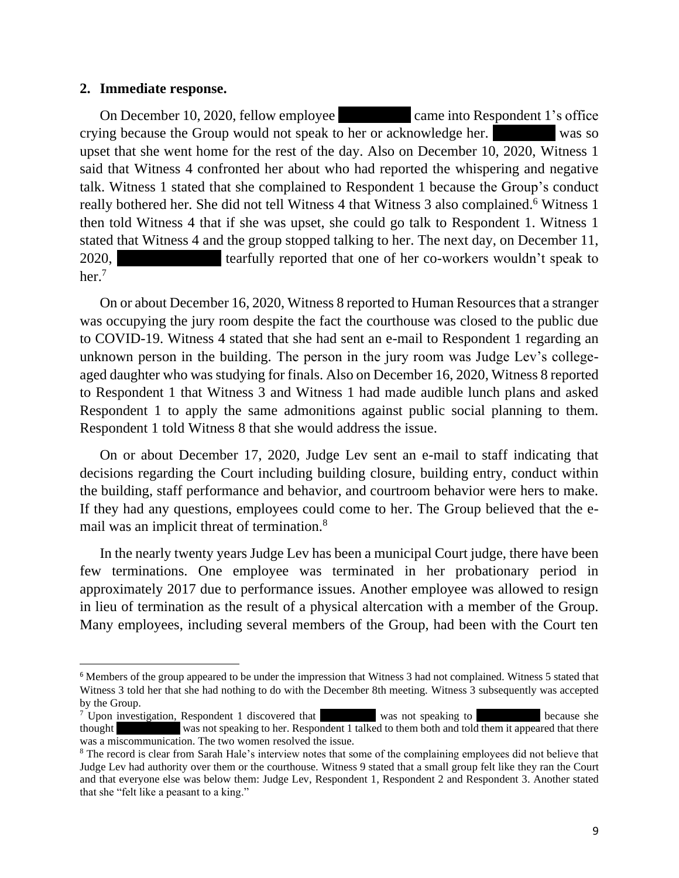## 2. Immediate response.

On December 10, 2020, fellow employee ██████ came into Respondent 1's office crying because the Group would not speak to her or acknowledge her. ██████ was so upset that she went home for the rest of the day. Also on December 10, 2020, Witness 1 said that Witness 4 confronted her about who had reported the whispering and negative talk. Witness 1 stated that she complained to Respondent 1 because the Group's conduct really bothered her. She did not tell Witness 4 that Witness 3 also complained.[6] Witness 1 then told Witness 4 that if she was upset, she could go talk to Respondent 1. Witness 1 stated that Witness 4 and the group stopped talking to her. The next day, on December 11, 2020, ██████ tearfully reported that one of her co-workers wouldn't speak to her.[7]

On or about December 16, 2020, Witness 8 reported to Human Resources that a stranger was occupying the jury room despite the fact the courthouse was closed to the public due to COVID-19. Witness 4 stated that she had sent an e-mail to Respondent 1 regarding an unknown person in the building. The person in the jury room was Judge Lev's college-aged daughter who was studying for finals. Also on December 16, 2020, Witness 8 reported to Respondent 1 that Witness 3 and Witness 1 had made audible lunch plans and asked Respondent 1 to apply the same admonitions against public social planning to them. Respondent 1 told Witness 8 that she would address the issue.

On or about December 17, 2020, Judge Lev sent an e-mail to staff indicating that decisions regarding the Court including building closure, building entry, conduct within the building, staff performance and behavior, and courtroom behavior were hers to make. If they had any questions, employees could come to her. The Group believed that the e-mail was an implicit threat of termination.[8]

In the nearly twenty years Judge Lev has been a municipal Court judge, there have been few terminations. One employee was terminated in her probationary period in approximately 2017 due to performance issues. Another employee was allowed to resign in lieu of termination as the result of a physical altercation with a member of the Group. Many employees, including several members of the Group, had been with the Court ten

---

[6] Members of the group appeared to be under the impression that Witness 3 had not complained. Witness 5 stated that Witness 3 told her that she had nothing to do with the December 8th meeting. Witness 3 subsequently was accepted by the Group.

[7] Upon investigation, Respondent 1 discovered that ██████ was not speaking to ██████ because she thought ██████ was not speaking to her. Respondent 1 talked to them both and told them it appeared that there was a miscommunication. The two women resolved the issue.

[8] The record is clear from Sarah Hale's interview notes that some of the complaining employees did not believe that Judge Lev had authority over them or the courthouse. Witness 9 stated that a small group felt like they ran the Court and that everyone else was below them: Judge Lev, Respondent 1, Respondent 2 and Respondent 3. Another stated that she "felt like a peasant to a king."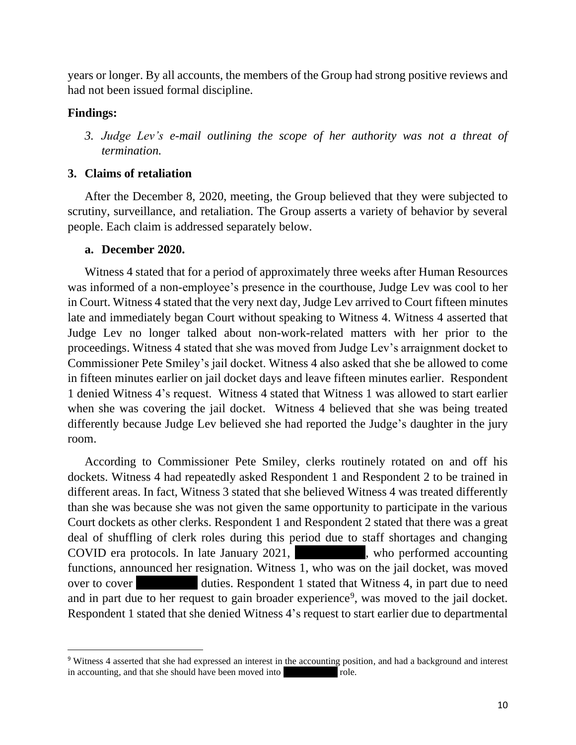years or longer. By all accounts, the members of the Group had strong positive reviews and had not been issued formal discipline.

**Findings:**

3. *Judge Lev's e-mail outlining the scope of her authority was not a threat of termination.*

### 3. Claims of retaliation

After the December 8, 2020, meeting, the Group believed that they were subjected to scrutiny, surveillance, and retaliation. The Group asserts a variety of behavior by several people. Each claim is addressed separately below.

#### a. December 2020.

Witness 4 stated that for a period of approximately three weeks after Human Resources was informed of a non-employee's presence in the courthouse, Judge Lev was cool to her in Court. Witness 4 stated that the very next day, Judge Lev arrived to Court fifteen minutes late and immediately began Court without speaking to Witness 4. Witness 4 asserted that Judge Lev no longer talked about non-work-related matters with her prior to the proceedings. Witness 4 stated that she was moved from Judge Lev's arraignment docket to Commissioner Pete Smiley's jail docket. Witness 4 also asked that she be allowed to come in fifteen minutes earlier on jail docket days and leave fifteen minutes earlier. Respondent 1 denied Witness 4's request. Witness 4 stated that Witness 1 was allowed to start earlier when she was covering the jail docket. Witness 4 believed that she was being treated differently because Judge Lev believed she had reported the Judge's daughter in the jury room.

According to Commissioner Pete Smiley, clerks routinely rotated on and off his dockets. Witness 4 had repeatedly asked Respondent 1 and Respondent 2 to be trained in different areas. In fact, Witness 3 stated that she believed Witness 4 was treated differently than she was because she was not given the same opportunity to participate in the various Court dockets as other clerks. Respondent 1 and Respondent 2 stated that there was a great deal of shuffling of clerk roles during this period due to staff shortages and changing COVID era protocols. In late January 2021, [REDACTED], who performed accounting functions, announced her resignation. Witness 1, who was on the jail docket, was moved over to cover [REDACTED] duties. Respondent 1 stated that Witness 4, in part due to need and in part due to her request to gain broader experience[9], was moved to the jail docket. Respondent 1 stated that she denied Witness 4's request to start earlier due to departmental

---

[9] Witness 4 asserted that she had expressed an interest in the accounting position, and had a background and interest in accounting, and that she should have been moved into [REDACTED] role.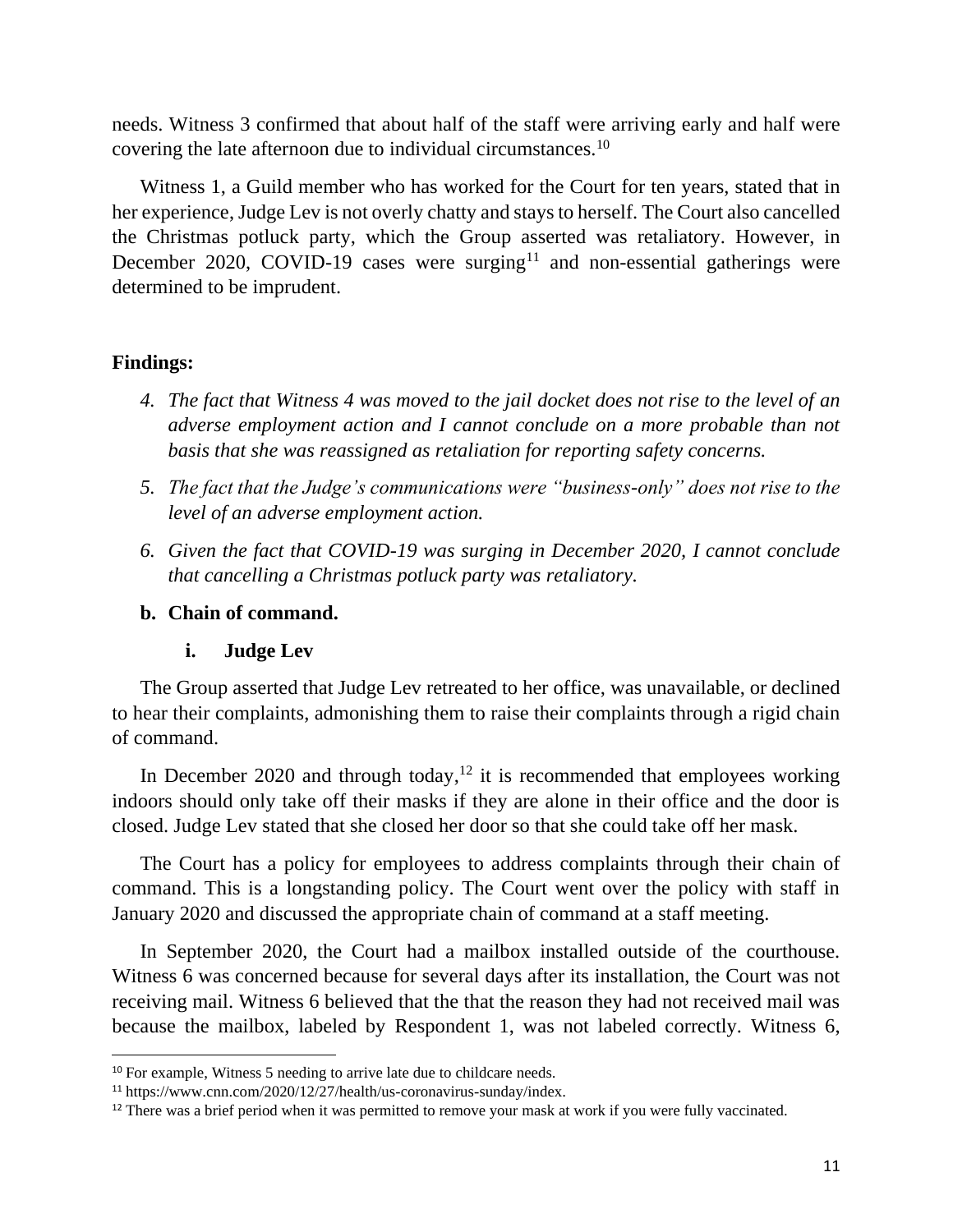needs. Witness 3 confirmed that about half of the staff were arriving early and half were covering the late afternoon due to individual circumstances.[10]

Witness 1, a Guild member who has worked for the Court for ten years, stated that in her experience, Judge Lev is not overly chatty and stays to herself. The Court also cancelled the Christmas potluck party, which the Group asserted was retaliatory. However, in December 2020, COVID-19 cases were surging[11] and non-essential gatherings were determined to be imprudent.

**Findings:**

4. *The fact that Witness 4 was moved to the jail docket does not rise to the level of an adverse employment action and I cannot conclude on a more probable than not basis that she was reassigned as retaliation for reporting safety concerns.*
5. *The fact that the Judge's communications were "business-only" does not rise to the level of an adverse employment action.*
6. *Given the fact that COVID-19 was surging in December 2020, I cannot conclude that cancelling a Christmas potluck party was retaliatory.*

**b. Chain of command.**

**i. Judge Lev**

The Group asserted that Judge Lev retreated to her office, was unavailable, or declined to hear their complaints, admonishing them to raise their complaints through a rigid chain of command.

In December 2020 and through today,[12] it is recommended that employees working indoors should only take off their masks if they are alone in their office and the door is closed. Judge Lev stated that she closed her door so that she could take off her mask.

The Court has a policy for employees to address complaints through their chain of command. This is a longstanding policy. The Court went over the policy with staff in January 2020 and discussed the appropriate chain of command at a staff meeting.

In September 2020, the Court had a mailbox installed outside of the courthouse. Witness 6 was concerned because for several days after its installation, the Court was not receiving mail. Witness 6 believed that the that the reason they had not received mail was because the mailbox, labeled by Respondent 1, was not labeled correctly. Witness 6,

---

[10] For example, Witness 5 needing to arrive late due to childcare needs.

[11] https://www.cnn.com/2020/12/27/health/us-coronavirus-sunday/index.

[12] There was a brief period when it was permitted to remove your mask at work if you were fully vaccinated.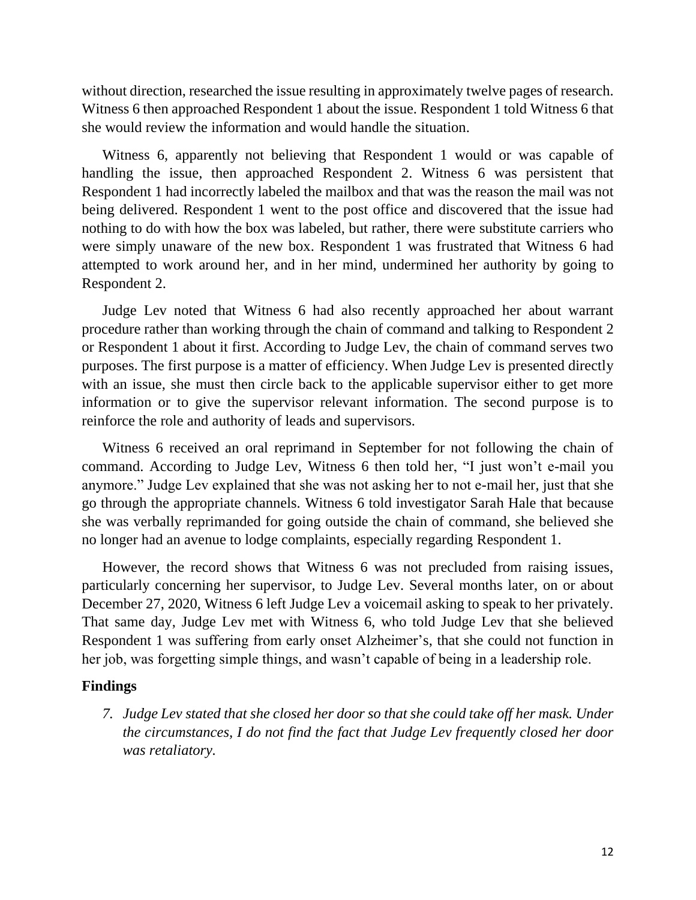without direction, researched the issue resulting in approximately twelve pages of research. Witness 6 then approached Respondent 1 about the issue. Respondent 1 told Witness 6 that she would review the information and would handle the situation.

Witness 6, apparently not believing that Respondent 1 would or was capable of handling the issue, then approached Respondent 2. Witness 6 was persistent that Respondent 1 had incorrectly labeled the mailbox and that was the reason the mail was not being delivered. Respondent 1 went to the post office and discovered that the issue had nothing to do with how the box was labeled, but rather, there were substitute carriers who were simply unaware of the new box. Respondent 1 was frustrated that Witness 6 had attempted to work around her, and in her mind, undermined her authority by going to Respondent 2.

Judge Lev noted that Witness 6 had also recently approached her about warrant procedure rather than working through the chain of command and talking to Respondent 2 or Respondent 1 about it first. According to Judge Lev, the chain of command serves two purposes. The first purpose is a matter of efficiency. When Judge Lev is presented directly with an issue, she must then circle back to the applicable supervisor either to get more information or to give the supervisor relevant information. The second purpose is to reinforce the role and authority of leads and supervisors.

Witness 6 received an oral reprimand in September for not following the chain of command. According to Judge Lev, Witness 6 then told her, "I just won't e-mail you anymore." Judge Lev explained that she was not asking her to not e-mail her, just that she go through the appropriate channels. Witness 6 told investigator Sarah Hale that because she was verbally reprimanded for going outside the chain of command, she believed she no longer had an avenue to lodge complaints, especially regarding Respondent 1.

However, the record shows that Witness 6 was not precluded from raising issues, particularly concerning her supervisor, to Judge Lev. Several months later, on or about December 27, 2020, Witness 6 left Judge Lev a voicemail asking to speak to her privately. That same day, Judge Lev met with Witness 6, who told Judge Lev that she believed Respondent 1 was suffering from early onset Alzheimer's, that she could not function in her job, was forgetting simple things, and wasn't capable of being in a leadership role.

### Findings

7. *Judge Lev stated that she closed her door so that she could take off her mask. Under the circumstances, I do not find the fact that Judge Lev frequently closed her door was retaliatory.*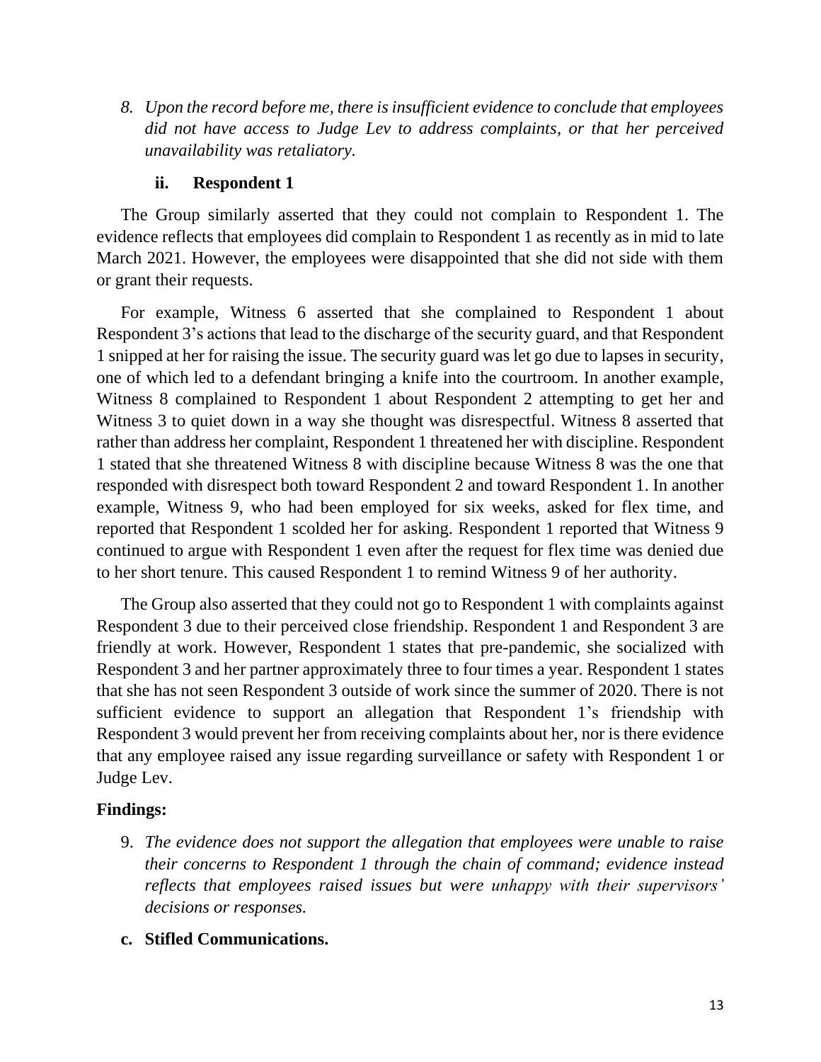8. *Upon the record before me, there is insufficient evidence to conclude that employees did not have access to Judge Lev to address complaints, or that her perceived unavailability was retaliatory.*

### ii. Respondent 1

The Group similarly asserted that they could not complain to Respondent 1. The evidence reflects that employees did complain to Respondent 1 as recently as in mid to late March 2021. However, the employees were disappointed that she did not side with them or grant their requests.

For example, Witness 6 asserted that she complained to Respondent 1 about Respondent 3's actions that lead to the discharge of the security guard, and that Respondent 1 snipped at her for raising the issue. The security guard was let go due to lapses in security, one of which led to a defendant bringing a knife into the courtroom. In another example, Witness 8 complained to Respondent 1 about Respondent 2 attempting to get her and Witness 3 to quiet down in a way she thought was disrespectful. Witness 8 asserted that rather than address her complaint, Respondent 1 threatened her with discipline. Respondent 1 stated that she threatened Witness 8 with discipline because Witness 8 was the one that responded with disrespect both toward Respondent 2 and toward Respondent 1. In another example, Witness 9, who had been employed for six weeks, asked for flex time, and reported that Respondent 1 scolded her for asking. Respondent 1 reported that Witness 9 continued to argue with Respondent 1 even after the request for flex time was denied due to her short tenure. This caused Respondent 1 to remind Witness 9 of her authority.

The Group also asserted that they could not go to Respondent 1 with complaints against Respondent 3 due to their perceived close friendship. Respondent 1 and Respondent 3 are friendly at work. However, Respondent 1 states that pre-pandemic, she socialized with Respondent 3 and her partner approximately three to four times a year. Respondent 1 states that she has not seen Respondent 3 outside of work since the summer of 2020. There is not sufficient evidence to support an allegation that Respondent 1's friendship with Respondent 3 would prevent her from receiving complaints about her, nor is there evidence that any employee raised any issue regarding surveillance or safety with Respondent 1 or Judge Lev.

**Findings:**

9. *The evidence does not support the allegation that employees were unable to raise their concerns to Respondent 1 through the chain of command; evidence instead reflects that employees raised issues but were unhappy with their supervisors' decisions or responses.*

**c. Stifled Communications.**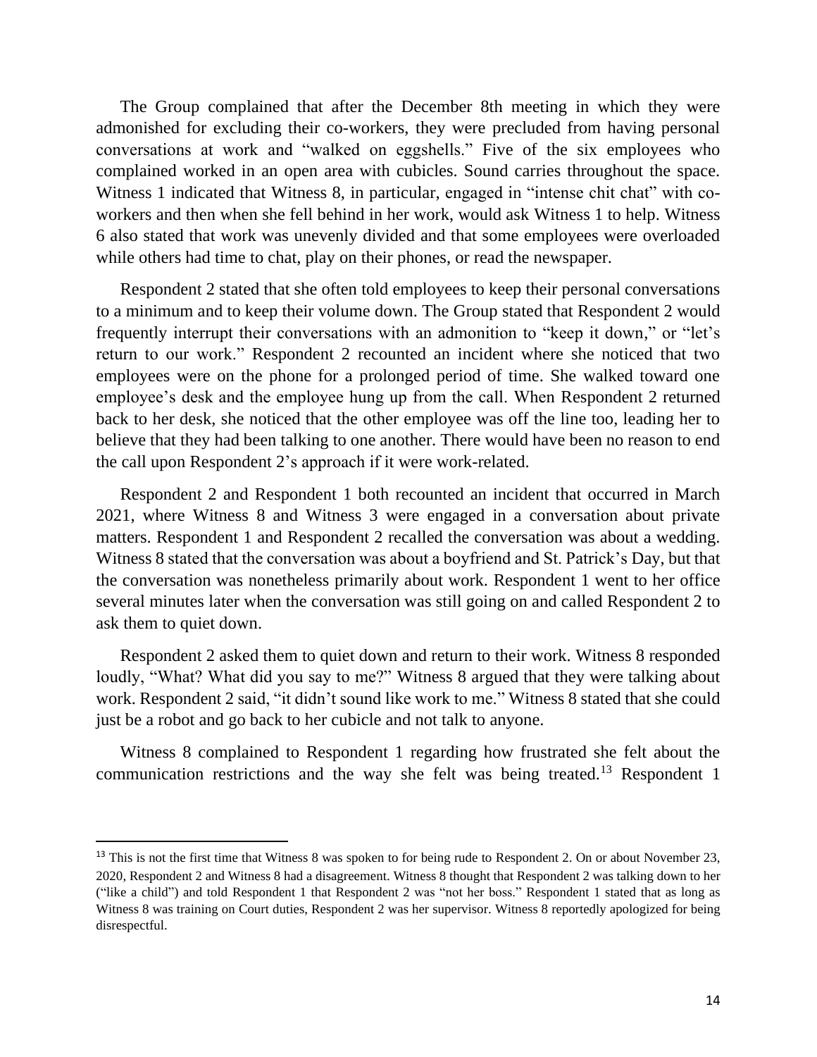The Group complained that after the December 8th meeting in which they were admonished for excluding their co-workers, they were precluded from having personal conversations at work and "walked on eggshells." Five of the six employees who complained worked in an open area with cubicles. Sound carries throughout the space. Witness 1 indicated that Witness 8, in particular, engaged in "intense chit chat" with co-workers and then when she fell behind in her work, would ask Witness 1 to help. Witness 6 also stated that work was unevenly divided and that some employees were overloaded while others had time to chat, play on their phones, or read the newspaper.

Respondent 2 stated that she often told employees to keep their personal conversations to a minimum and to keep their volume down. The Group stated that Respondent 2 would frequently interrupt their conversations with an admonition to "keep it down," or "let's return to our work." Respondent 2 recounted an incident where she noticed that two employees were on the phone for a prolonged period of time. She walked toward one employee's desk and the employee hung up from the call. When Respondent 2 returned back to her desk, she noticed that the other employee was off the line too, leading her to believe that they had been talking to one another. There would have been no reason to end the call upon Respondent 2's approach if it were work-related.

Respondent 2 and Respondent 1 both recounted an incident that occurred in March 2021, where Witness 8 and Witness 3 were engaged in a conversation about private matters. Respondent 1 and Respondent 2 recalled the conversation was about a wedding. Witness 8 stated that the conversation was about a boyfriend and St. Patrick's Day, but that the conversation was nonetheless primarily about work. Respondent 1 went to her office several minutes later when the conversation was still going on and called Respondent 2 to ask them to quiet down.

Respondent 2 asked them to quiet down and return to their work. Witness 8 responded loudly, "What? What did you say to me?" Witness 8 argued that they were talking about work. Respondent 2 said, "it didn't sound like work to me." Witness 8 stated that she could just be a robot and go back to her cubicle and not talk to anyone.

Witness 8 complained to Respondent 1 regarding how frustrated she felt about the communication restrictions and the way she felt was being treated.[13] Respondent 1

[13] This is not the first time that Witness 8 was spoken to for being rude to Respondent 2. On or about November 23, 2020, Respondent 2 and Witness 8 had a disagreement. Witness 8 thought that Respondent 2 was talking down to her ("like a child") and told Respondent 1 that Respondent 2 was "not her boss." Respondent 1 stated that as long as Witness 8 was training on Court duties, Respondent 2 was her supervisor. Witness 8 reportedly apologized for being disrespectful.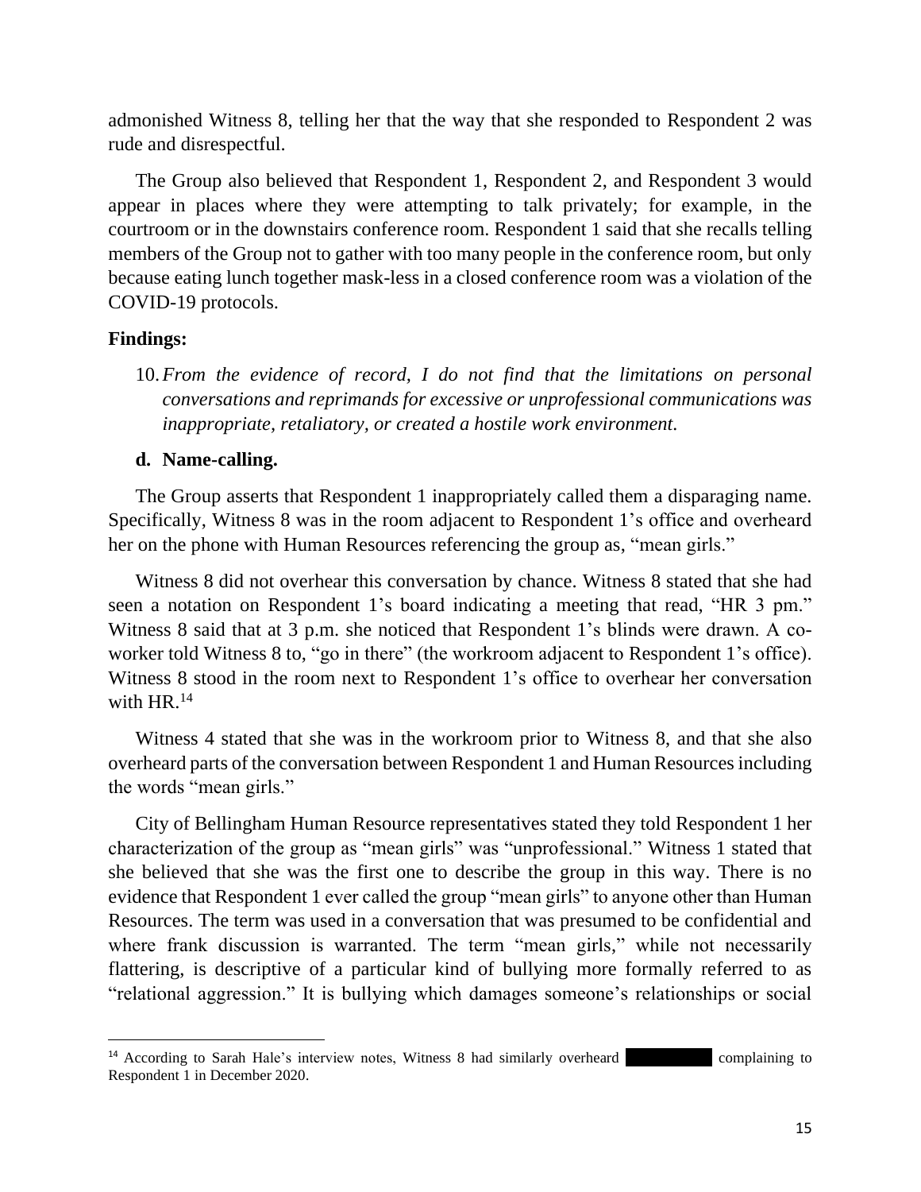admonished Witness 8, telling her that the way that she responded to Respondent 2 was rude and disrespectful.

The Group also believed that Respondent 1, Respondent 2, and Respondent 3 would appear in places where they were attempting to talk privately; for example, in the courtroom or in the downstairs conference room. Respondent 1 said that she recalls telling members of the Group not to gather with too many people in the conference room, but only because eating lunch together mask-less in a closed conference room was a violation of the COVID-19 protocols.

**Findings:**

10. *From the evidence of record, I do not find that the limitations on personal conversations and reprimands for excessive or unprofessional communications was inappropriate, retaliatory, or created a hostile work environment.*

**d. Name-calling.**

The Group asserts that Respondent 1 inappropriately called them a disparaging name. Specifically, Witness 8 was in the room adjacent to Respondent 1's office and overheard her on the phone with Human Resources referencing the group as, "mean girls."

Witness 8 did not overhear this conversation by chance. Witness 8 stated that she had seen a notation on Respondent 1's board indicating a meeting that read, "HR 3 pm." Witness 8 said that at 3 p.m. she noticed that Respondent 1's blinds were drawn. A co-worker told Witness 8 to, "go in there" (the workroom adjacent to Respondent 1's office). Witness 8 stood in the room next to Respondent 1's office to overhear her conversation with HR.[14]

Witness 4 stated that she was in the workroom prior to Witness 8, and that she also overheard parts of the conversation between Respondent 1 and Human Resources including the words "mean girls."

City of Bellingham Human Resource representatives stated they told Respondent 1 her characterization of the group as "mean girls" was "unprofessional." Witness 1 stated that she believed that she was the first one to describe the group in this way. There is no evidence that Respondent 1 ever called the group "mean girls" to anyone other than Human Resources. The term was used in a conversation that was presumed to be confidential and where frank discussion is warranted. The term "mean girls," while not necessarily flattering, is descriptive of a particular kind of bullying more formally referred to as "relational aggression." It is bullying which damages someone's relationships or social

---

[14] According to Sarah Hale's interview notes, Witness 8 had similarly overheard [REDACTED] complaining to Respondent 1 in December 2020.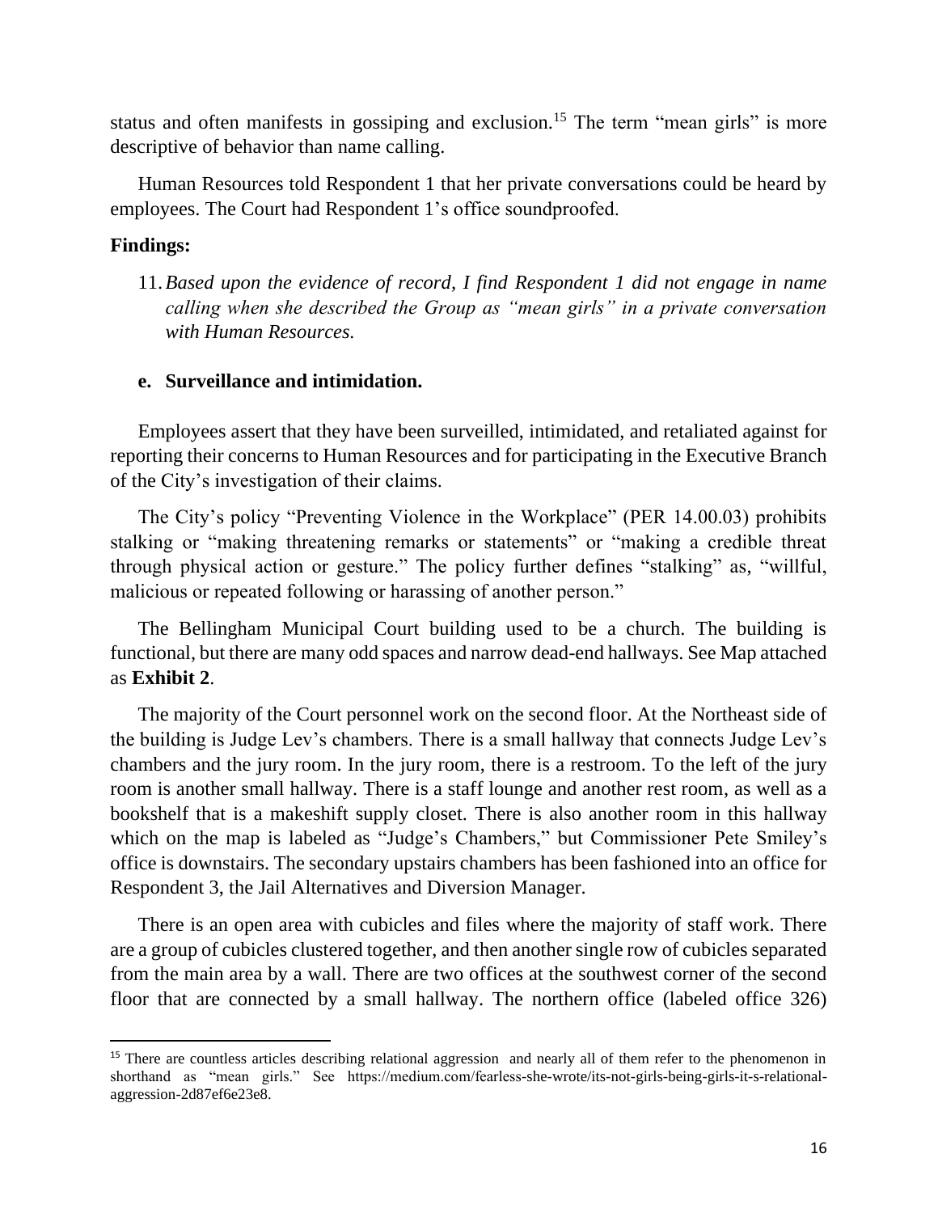status and often manifests in gossiping and exclusion.[15] The term "mean girls" is more descriptive of behavior than name calling.

Human Resources told Respondent 1 that her private conversations could be heard by employees. The Court had Respondent 1's office soundproofed.

**Findings:**

11. *Based upon the evidence of record, I find Respondent 1 did not engage in name calling when she described the Group as "mean girls" in a private conversation with Human Resources.*

**e. Surveillance and intimidation.**

Employees assert that they have been surveilled, intimidated, and retaliated against for reporting their concerns to Human Resources and for participating in the Executive Branch of the City's investigation of their claims.

The City's policy "Preventing Violence in the Workplace" (PER 14.00.03) prohibits stalking or "making threatening remarks or statements" or "making a credible threat through physical action or gesture." The policy further defines "stalking" as, "willful, malicious or repeated following or harassing of another person."

The Bellingham Municipal Court building used to be a church. The building is functional, but there are many odd spaces and narrow dead-end hallways. See Map attached as **Exhibit 2**.

The majority of the Court personnel work on the second floor. At the Northeast side of the building is Judge Lev's chambers. There is a small hallway that connects Judge Lev's chambers and the jury room. In the jury room, there is a restroom. To the left of the jury room is another small hallway. There is a staff lounge and another rest room, as well as a bookshelf that is a makeshift supply closet. There is also another room in this hallway which on the map is labeled as "Judge's Chambers," but Commissioner Pete Smiley's office is downstairs. The secondary upstairs chambers has been fashioned into an office for Respondent 3, the Jail Alternatives and Diversion Manager.

There is an open area with cubicles and files where the majority of staff work. There are a group of cubicles clustered together, and then another single row of cubicles separated from the main area by a wall. There are two offices at the southwest corner of the second floor that are connected by a small hallway. The northern office (labeled office 326)

[15] There are countless articles describing relational aggression and nearly all of them refer to the phenomenon in shorthand as "mean girls." See https://medium.com/fearless-she-wrote/its-not-girls-being-girls-it-s-relational-aggression-2d87ef6e23e8.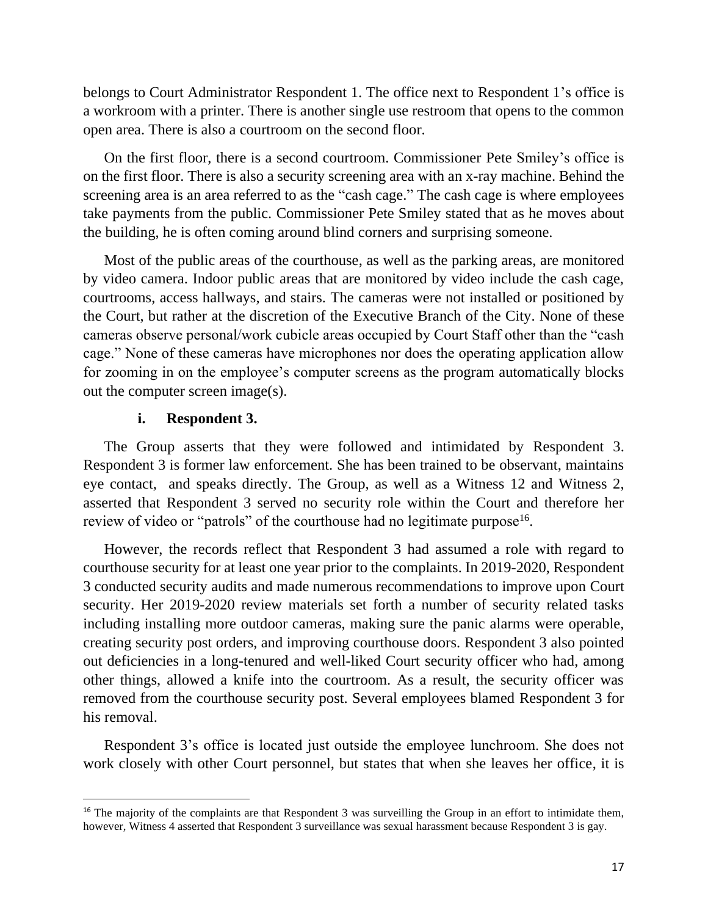belongs to Court Administrator Respondent 1. The office next to Respondent 1's office is a workroom with a printer. There is another single use restroom that opens to the common open area. There is also a courtroom on the second floor.

On the first floor, there is a second courtroom. Commissioner Pete Smiley's office is on the first floor. There is also a security screening area with an x-ray machine. Behind the screening area is an area referred to as the "cash cage." The cash cage is where employees take payments from the public. Commissioner Pete Smiley stated that as he moves about the building, he is often coming around blind corners and surprising someone.

Most of the public areas of the courthouse, as well as the parking areas, are monitored by video camera. Indoor public areas that are monitored by video include the cash cage, courtrooms, access hallways, and stairs. The cameras were not installed or positioned by the Court, but rather at the discretion of the Executive Branch of the City. None of these cameras observe personal/work cubicle areas occupied by Court Staff other than the "cash cage." None of these cameras have microphones nor does the operating application allow for zooming in on the employee's computer screens as the program automatically blocks out the computer screen image(s).

### i. Respondent 3.

The Group asserts that they were followed and intimidated by Respondent 3. Respondent 3 is former law enforcement. She has been trained to be observant, maintains eye contact, and speaks directly. The Group, as well as a Witness 12 and Witness 2, asserted that Respondent 3 served no security role within the Court and therefore her review of video or "patrols" of the courthouse had no legitimate purpose[16].

However, the records reflect that Respondent 3 had assumed a role with regard to courthouse security for at least one year prior to the complaints. In 2019-2020, Respondent 3 conducted security audits and made numerous recommendations to improve upon Court security. Her 2019-2020 review materials set forth a number of security related tasks including installing more outdoor cameras, making sure the panic alarms were operable, creating security post orders, and improving courthouse doors. Respondent 3 also pointed out deficiencies in a long-tenured and well-liked Court security officer who had, among other things, allowed a knife into the courtroom. As a result, the security officer was removed from the courthouse security post. Several employees blamed Respondent 3 for his removal.

Respondent 3's office is located just outside the employee lunchroom. She does not work closely with other Court personnel, but states that when she leaves her office, it is

---

[16] The majority of the complaints are that Respondent 3 was surveilling the Group in an effort to intimidate them, however, Witness 4 asserted that Respondent 3 surveillance was sexual harassment because Respondent 3 is gay.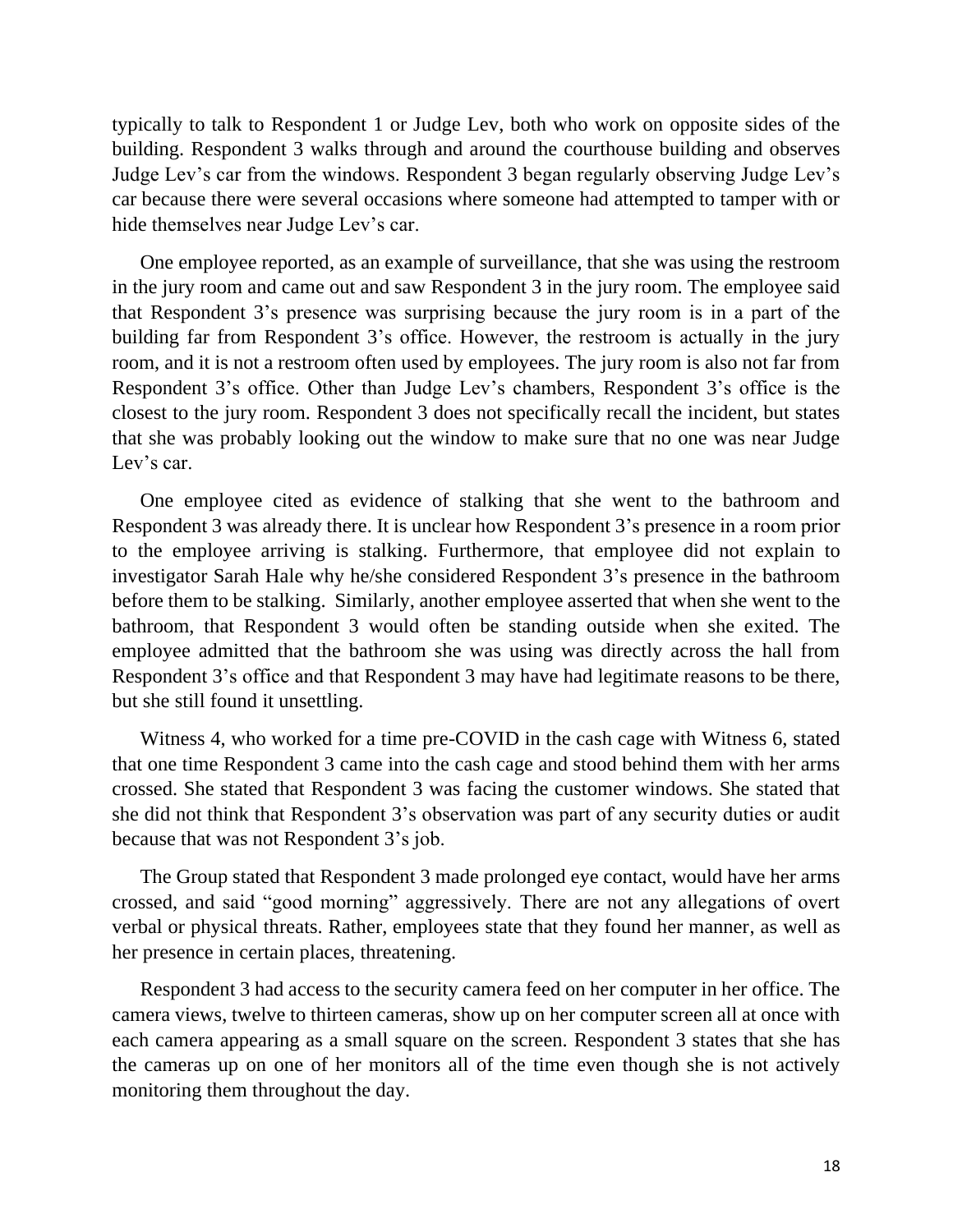typically to talk to Respondent 1 or Judge Lev, both who work on opposite sides of the building. Respondent 3 walks through and around the courthouse building and observes Judge Lev's car from the windows. Respondent 3 began regularly observing Judge Lev's car because there were several occasions where someone had attempted to tamper with or hide themselves near Judge Lev's car.

One employee reported, as an example of surveillance, that she was using the restroom in the jury room and came out and saw Respondent 3 in the jury room. The employee said that Respondent 3's presence was surprising because the jury room is in a part of the building far from Respondent 3's office. However, the restroom is actually in the jury room, and it is not a restroom often used by employees. The jury room is also not far from Respondent 3's office. Other than Judge Lev's chambers, Respondent 3's office is the closest to the jury room. Respondent 3 does not specifically recall the incident, but states that she was probably looking out the window to make sure that no one was near Judge Lev's car.

One employee cited as evidence of stalking that she went to the bathroom and Respondent 3 was already there. It is unclear how Respondent 3's presence in a room prior to the employee arriving is stalking. Furthermore, that employee did not explain to investigator Sarah Hale why he/she considered Respondent 3's presence in the bathroom before them to be stalking. Similarly, another employee asserted that when she went to the bathroom, that Respondent 3 would often be standing outside when she exited. The employee admitted that the bathroom she was using was directly across the hall from Respondent 3's office and that Respondent 3 may have had legitimate reasons to be there, but she still found it unsettling.

Witness 4, who worked for a time pre-COVID in the cash cage with Witness 6, stated that one time Respondent 3 came into the cash cage and stood behind them with her arms crossed. She stated that Respondent 3 was facing the customer windows. She stated that she did not think that Respondent 3's observation was part of any security duties or audit because that was not Respondent 3's job.

The Group stated that Respondent 3 made prolonged eye contact, would have her arms crossed, and said "good morning" aggressively. There are not any allegations of overt verbal or physical threats. Rather, employees state that they found her manner, as well as her presence in certain places, threatening.

Respondent 3 had access to the security camera feed on her computer in her office. The camera views, twelve to thirteen cameras, show up on her computer screen all at once with each camera appearing as a small square on the screen. Respondent 3 states that she has the cameras up on one of her monitors all of the time even though she is not actively monitoring them throughout the day.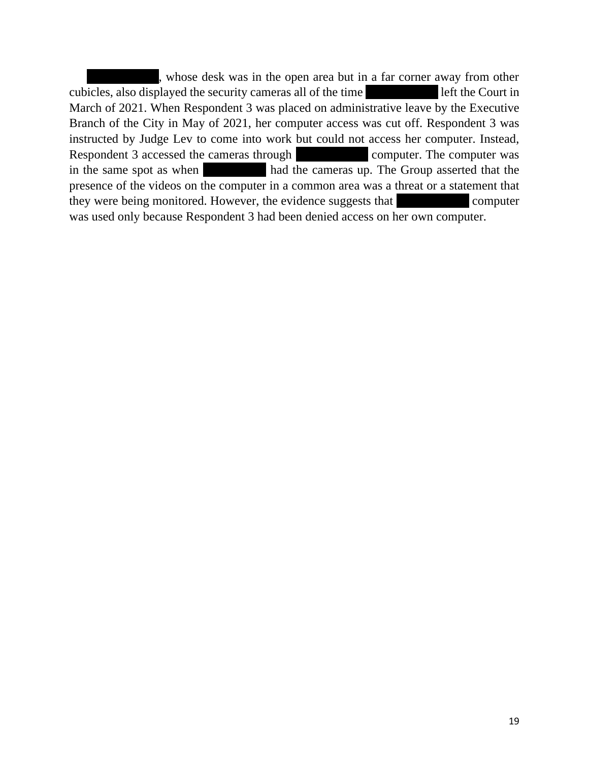[REDACTED], whose desk was in the open area but in a far corner away from other cubicles, also displayed the security cameras all of the time [REDACTED] left the Court in March of 2021. When Respondent 3 was placed on administrative leave by the Executive Branch of the City in May of 2021, her computer access was cut off. Respondent 3 was instructed by Judge Lev to come into work but could not access her computer. Instead, Respondent 3 accessed the cameras through [REDACTED] computer. The computer was in the same spot as when [REDACTED] had the cameras up. The Group asserted that the presence of the videos on the computer in a common area was a threat or a statement that they were being monitored. However, the evidence suggests that [REDACTED] computer was used only because Respondent 3 had been denied access on her own computer.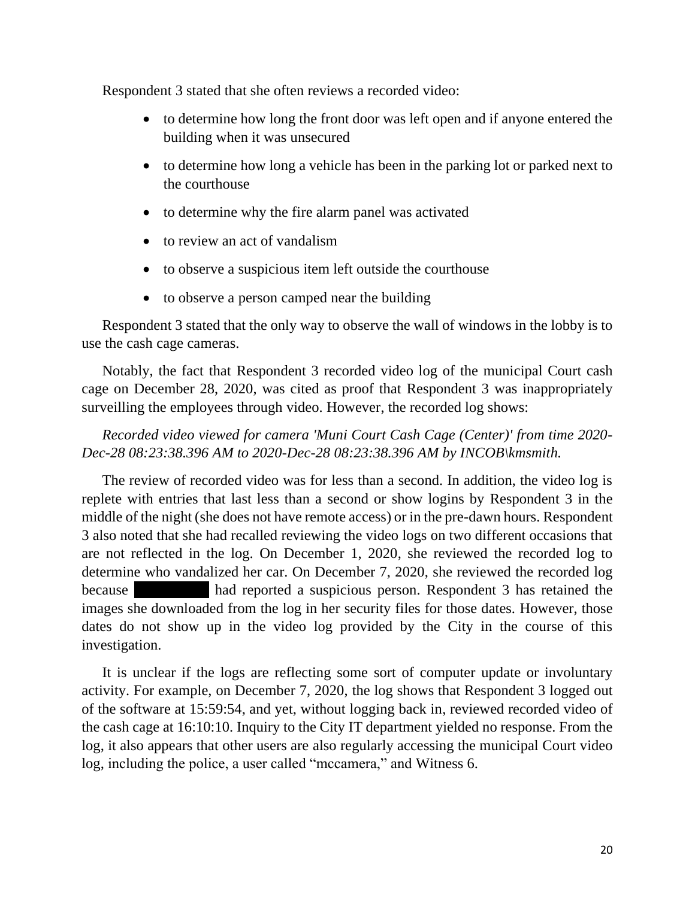Respondent 3 stated that she often reviews a recorded video:

- to determine how long the front door was left open and if anyone entered the building when it was unsecured
- to determine how long a vehicle has been in the parking lot or parked next to the courthouse
- to determine why the fire alarm panel was activated
- to review an act of vandalism
- to observe a suspicious item left outside the courthouse
- to observe a person camped near the building

Respondent 3 stated that the only way to observe the wall of windows in the lobby is to use the cash cage cameras.

Notably, the fact that Respondent 3 recorded video log of the municipal Court cash cage on December 28, 2020, was cited as proof that Respondent 3 was inappropriately surveilling the employees through video. However, the recorded log shows:

*Recorded video viewed for camera 'Muni Court Cash Cage (Center)' from time 2020-Dec-28 08:23:38.396 AM to 2020-Dec-28 08:23:38.396 AM by INCOB\kmsmith.*

The review of recorded video was for less than a second. In addition, the video log is replete with entries that last less than a second or show logins by Respondent 3 in the middle of the night (she does not have remote access) or in the pre-dawn hours. Respondent 3 also noted that she had recalled reviewing the video logs on two different occasions that are not reflected in the log. On December 1, 2020, she reviewed the recorded log to determine who vandalized her car. On December 7, 2020, she reviewed the recorded log because ██████████ had reported a suspicious person. Respondent 3 has retained the images she downloaded from the log in her security files for those dates. However, those dates do not show up in the video log provided by the City in the course of this investigation.

It is unclear if the logs are reflecting some sort of computer update or involuntary activity. For example, on December 7, 2020, the log shows that Respondent 3 logged out of the software at 15:59:54, and yet, without logging back in, reviewed recorded video of the cash cage at 16:10:10. Inquiry to the City IT department yielded no response. From the log, it also appears that other users are also regularly accessing the municipal Court video log, including the police, a user called "mccamera," and Witness 6.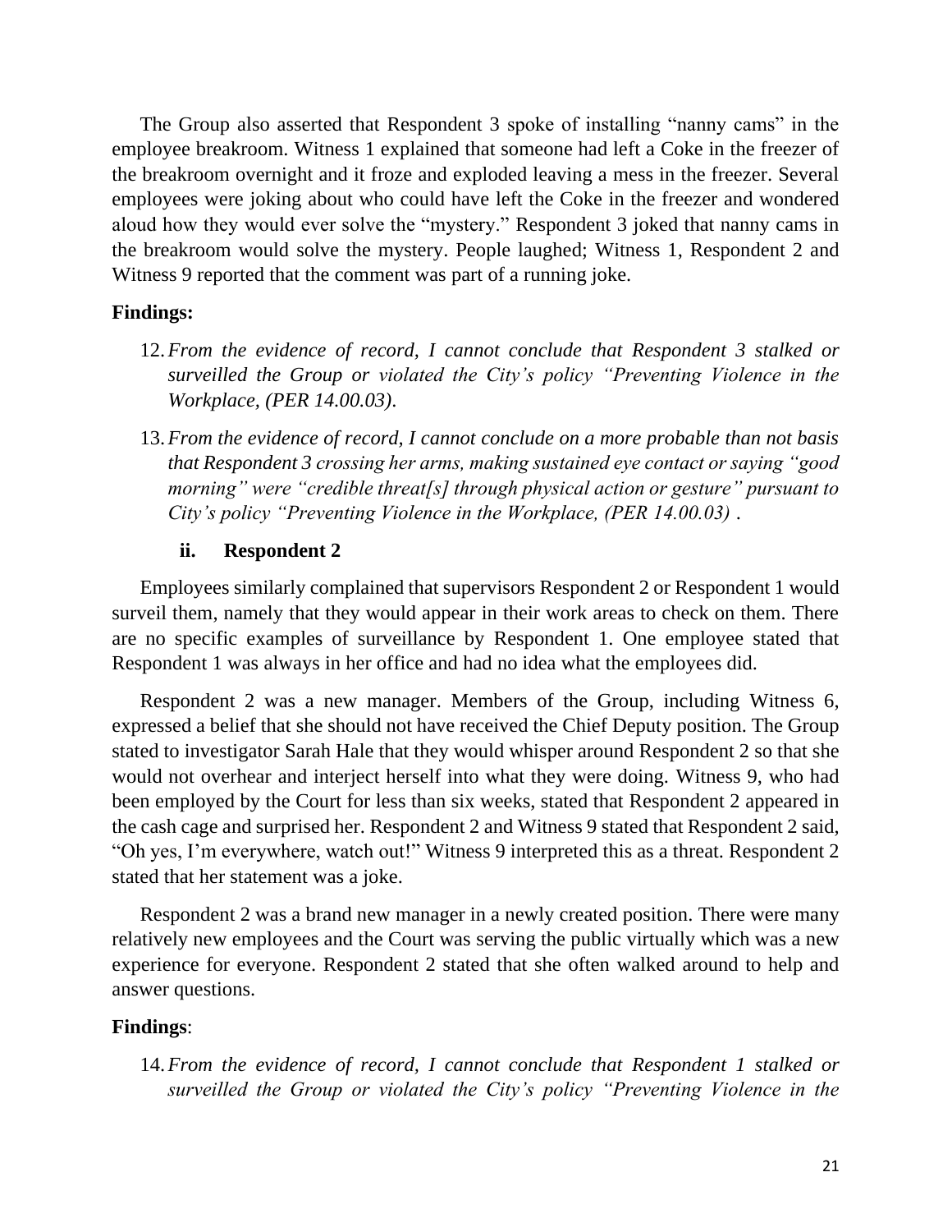The Group also asserted that Respondent 3 spoke of installing "nanny cams" in the employee breakroom. Witness 1 explained that someone had left a Coke in the freezer of the breakroom overnight and it froze and exploded leaving a mess in the freezer. Several employees were joking about who could have left the Coke in the freezer and wondered aloud how they would ever solve the "mystery." Respondent 3 joked that nanny cams in the breakroom would solve the mystery. People laughed; Witness 1, Respondent 2 and Witness 9 reported that the comment was part of a running joke.

**Findings:**

12. *From the evidence of record, I cannot conclude that Respondent 3 stalked or surveilled the Group or violated the City's policy "Preventing Violence in the Workplace, (PER 14.00.03)*.

13. *From the evidence of record, I cannot conclude on a more probable than not basis that Respondent 3 crossing her arms, making sustained eye contact or saying "good morning" were "credible threat[s] through physical action or gesture" pursuant to City's policy "Preventing Violence in the Workplace, (PER 14.00.03)* .

### ii. Respondent 2

Employees similarly complained that supervisors Respondent 2 or Respondent 1 would surveil them, namely that they would appear in their work areas to check on them. There are no specific examples of surveillance by Respondent 1. One employee stated that Respondent 1 was always in her office and had no idea what the employees did.

Respondent 2 was a new manager. Members of the Group, including Witness 6, expressed a belief that she should not have received the Chief Deputy position. The Group stated to investigator Sarah Hale that they would whisper around Respondent 2 so that she would not overhear and interject herself into what they were doing. Witness 9, who had been employed by the Court for less than six weeks, stated that Respondent 2 appeared in the cash cage and surprised her. Respondent 2 and Witness 9 stated that Respondent 2 said, "Oh yes, I'm everywhere, watch out!" Witness 9 interpreted this as a threat. Respondent 2 stated that her statement was a joke.

Respondent 2 was a brand new manager in a newly created position. There were many relatively new employees and the Court was serving the public virtually which was a new experience for everyone. Respondent 2 stated that she often walked around to help and answer questions.

**Findings**:

14. *From the evidence of record, I cannot conclude that Respondent 1 stalked or surveilled the Group or violated the City's policy "Preventing Violence in the*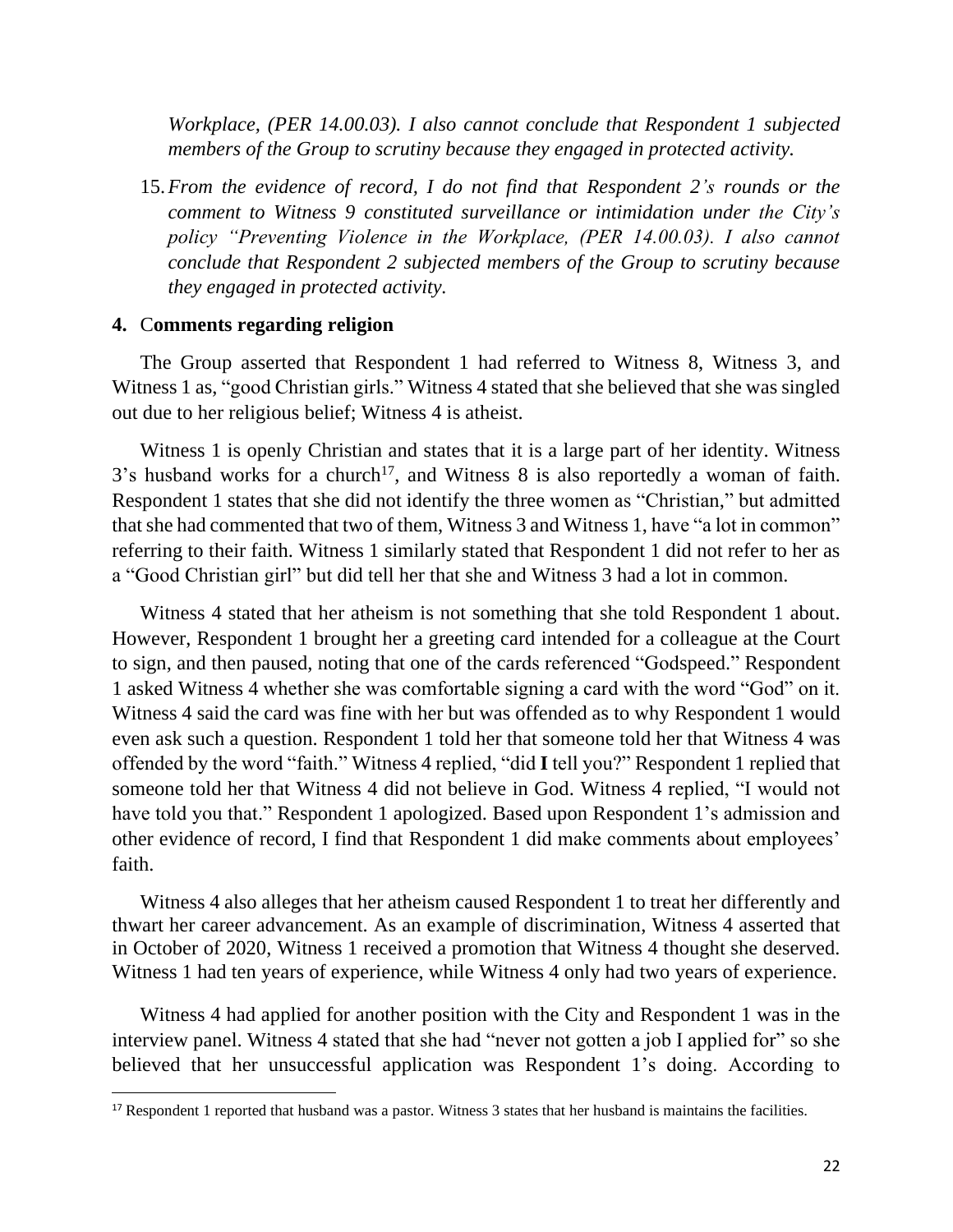*Workplace, (PER 14.00.03). I also cannot conclude that Respondent 1 subjected members of the Group to scrutiny because they engaged in protected activity.*

15. *From the evidence of record, I do not find that Respondent 2's rounds or the comment to Witness 9 constituted surveillance or intimidation under the City's policy "Preventing Violence in the Workplace, (PER 14.00.03). I also cannot conclude that Respondent 2 subjected members of the Group to scrutiny because they engaged in protected activity.*

## 4. Comments regarding religion

The Group asserted that Respondent 1 had referred to Witness 8, Witness 3, and Witness 1 as, "good Christian girls." Witness 4 stated that she believed that she was singled out due to her religious belief; Witness 4 is atheist.

Witness 1 is openly Christian and states that it is a large part of her identity. Witness 3's husband works for a church[17], and Witness 8 is also reportedly a woman of faith. Respondent 1 states that she did not identify the three women as "Christian," but admitted that she had commented that two of them, Witness 3 and Witness 1, have "a lot in common" referring to their faith. Witness 1 similarly stated that Respondent 1 did not refer to her as a "Good Christian girl" but did tell her that she and Witness 3 had a lot in common.

Witness 4 stated that her atheism is not something that she told Respondent 1 about. However, Respondent 1 brought her a greeting card intended for a colleague at the Court to sign, and then paused, noting that one of the cards referenced "Godspeed." Respondent 1 asked Witness 4 whether she was comfortable signing a card with the word "God" on it. Witness 4 said the card was fine with her but was offended as to why Respondent 1 would even ask such a question. Respondent 1 told her that someone told her that Witness 4 was offended by the word "faith." Witness 4 replied, "did **I** tell you?" Respondent 1 replied that someone told her that Witness 4 did not believe in God. Witness 4 replied, "I would not have told you that." Respondent 1 apologized. Based upon Respondent 1's admission and other evidence of record, I find that Respondent 1 did make comments about employees' faith.

Witness 4 also alleges that her atheism caused Respondent 1 to treat her differently and thwart her career advancement. As an example of discrimination, Witness 4 asserted that in October of 2020, Witness 1 received a promotion that Witness 4 thought she deserved. Witness 1 had ten years of experience, while Witness 4 only had two years of experience.

Witness 4 had applied for another position with the City and Respondent 1 was in the interview panel. Witness 4 stated that she had "never not gotten a job I applied for" so she believed that her unsuccessful application was Respondent 1's doing. According to

[17] Respondent 1 reported that husband was a pastor. Witness 3 states that her husband is maintains the facilities.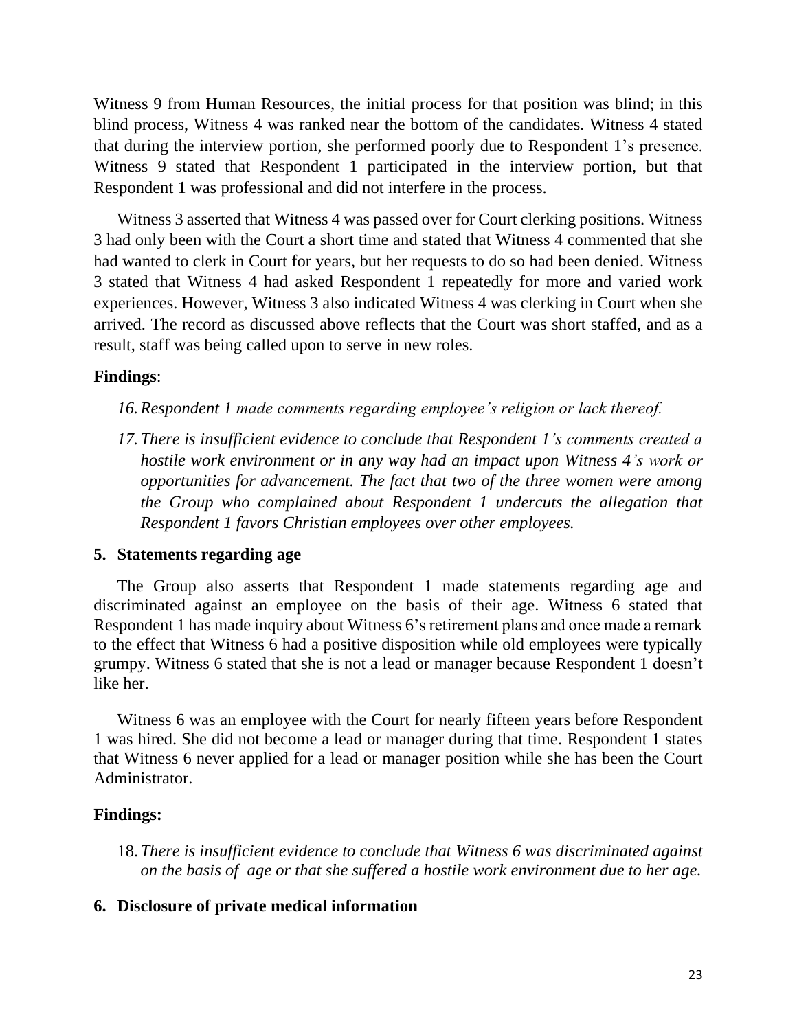Witness 9 from Human Resources, the initial process for that position was blind; in this blind process, Witness 4 was ranked near the bottom of the candidates. Witness 4 stated that during the interview portion, she performed poorly due to Respondent 1's presence. Witness 9 stated that Respondent 1 participated in the interview portion, but that Respondent 1 was professional and did not interfere in the process.

Witness 3 asserted that Witness 4 was passed over for Court clerking positions. Witness 3 had only been with the Court a short time and stated that Witness 4 commented that she had wanted to clerk in Court for years, but her requests to do so had been denied. Witness 3 stated that Witness 4 had asked Respondent 1 repeatedly for more and varied work experiences. However, Witness 3 also indicated Witness 4 was clerking in Court when she arrived. The record as discussed above reflects that the Court was short staffed, and as a result, staff was being called upon to serve in new roles.

**Findings**:

16. *Respondent 1 made comments regarding employee's religion or lack thereof.*
17. *There is insufficient evidence to conclude that Respondent 1's comments created a hostile work environment or in any way had an impact upon Witness 4's work or opportunities for advancement. The fact that two of the three women were among the Group who complained about Respondent 1 undercuts the allegation that Respondent 1 favors Christian employees over other employees.*

### 5. Statements regarding age

The Group also asserts that Respondent 1 made statements regarding age and discriminated against an employee on the basis of their age. Witness 6 stated that Respondent 1 has made inquiry about Witness 6's retirement plans and once made a remark to the effect that Witness 6 had a positive disposition while old employees were typically grumpy. Witness 6 stated that she is not a lead or manager because Respondent 1 doesn't like her.

Witness 6 was an employee with the Court for nearly fifteen years before Respondent 1 was hired. She did not become a lead or manager during that time. Respondent 1 states that Witness 6 never applied for a lead or manager position while she has been the Court Administrator.

**Findings:**

18. *There is insufficient evidence to conclude that Witness 6 was discriminated against on the basis of age or that she suffered a hostile work environment due to her age.*

### 6. Disclosure of private medical information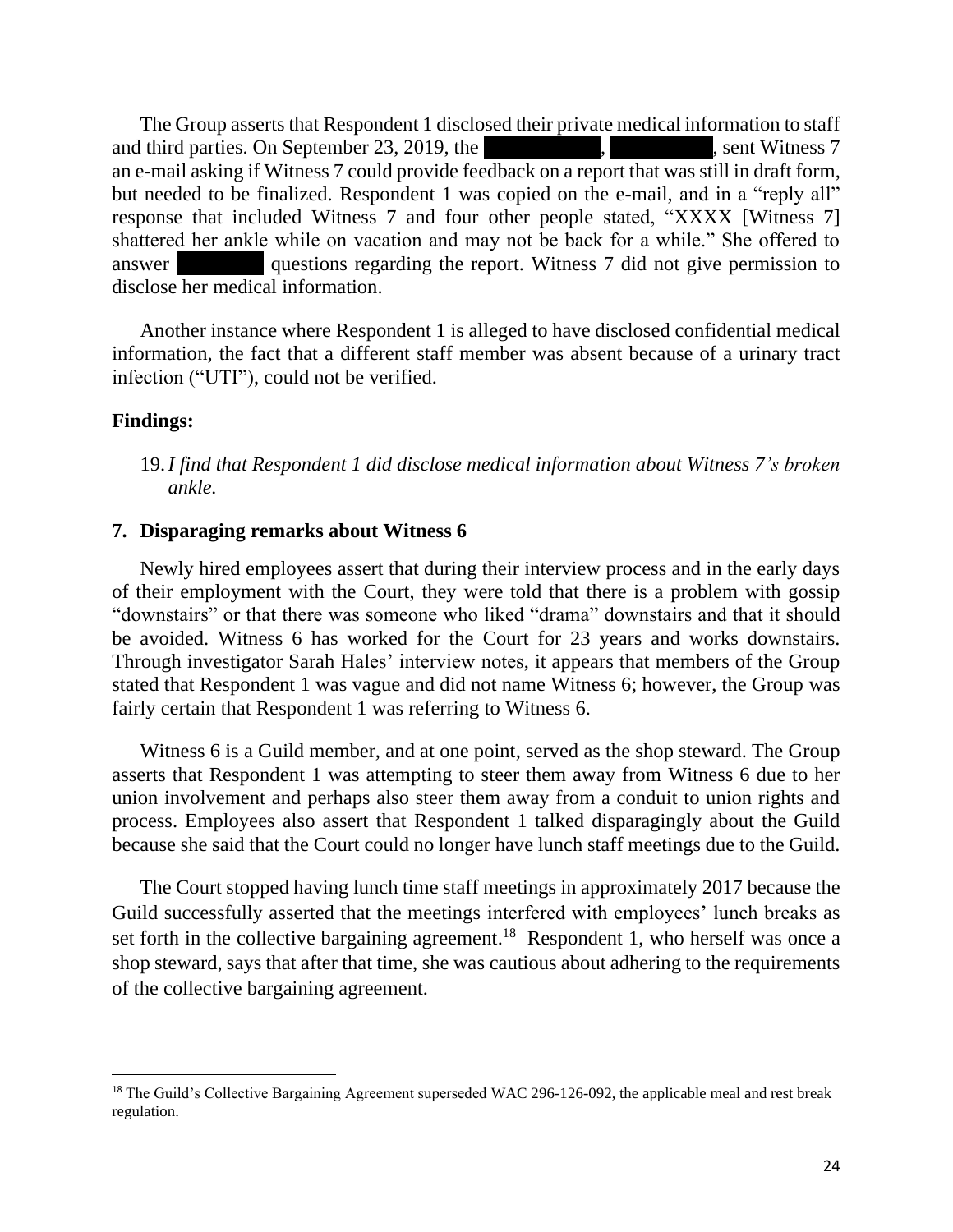The Group asserts that Respondent 1 disclosed their private medical information to staff and third parties. On September 23, 2019, the [REDACTED], [REDACTED], sent Witness 7 an e-mail asking if Witness 7 could provide feedback on a report that was still in draft form, but needed to be finalized. Respondent 1 was copied on the e-mail, and in a "reply all" response that included Witness 7 and four other people stated, "XXXX [Witness 7] shattered her ankle while on vacation and may not be back for a while." She offered to answer [REDACTED] questions regarding the report. Witness 7 did not give permission to disclose her medical information.

Another instance where Respondent 1 is alleged to have disclosed confidential medical information, the fact that a different staff member was absent because of a urinary tract infection ("UTI"), could not be verified.

**Findings:**

19. *I find that Respondent 1 did disclose medical information about Witness 7's broken ankle.*

### 7. Disparaging remarks about Witness 6

Newly hired employees assert that during their interview process and in the early days of their employment with the Court, they were told that there is a problem with gossip "downstairs" or that there was someone who liked "drama" downstairs and that it should be avoided. Witness 6 has worked for the Court for 23 years and works downstairs. Through investigator Sarah Hales' interview notes, it appears that members of the Group stated that Respondent 1 was vague and did not name Witness 6; however, the Group was fairly certain that Respondent 1 was referring to Witness 6.

Witness 6 is a Guild member, and at one point, served as the shop steward. The Group asserts that Respondent 1 was attempting to steer them away from Witness 6 due to her union involvement and perhaps also steer them away from a conduit to union rights and process. Employees also assert that Respondent 1 talked disparagingly about the Guild because she said that the Court could no longer have lunch staff meetings due to the Guild.

The Court stopped having lunch time staff meetings in approximately 2017 because the Guild successfully asserted that the meetings interfered with employees' lunch breaks as set forth in the collective bargaining agreement.[18] Respondent 1, who herself was once a shop steward, says that after that time, she was cautious about adhering to the requirements of the collective bargaining agreement.

---

[18] The Guild's Collective Bargaining Agreement superseded WAC 296-126-092, the applicable meal and rest break regulation.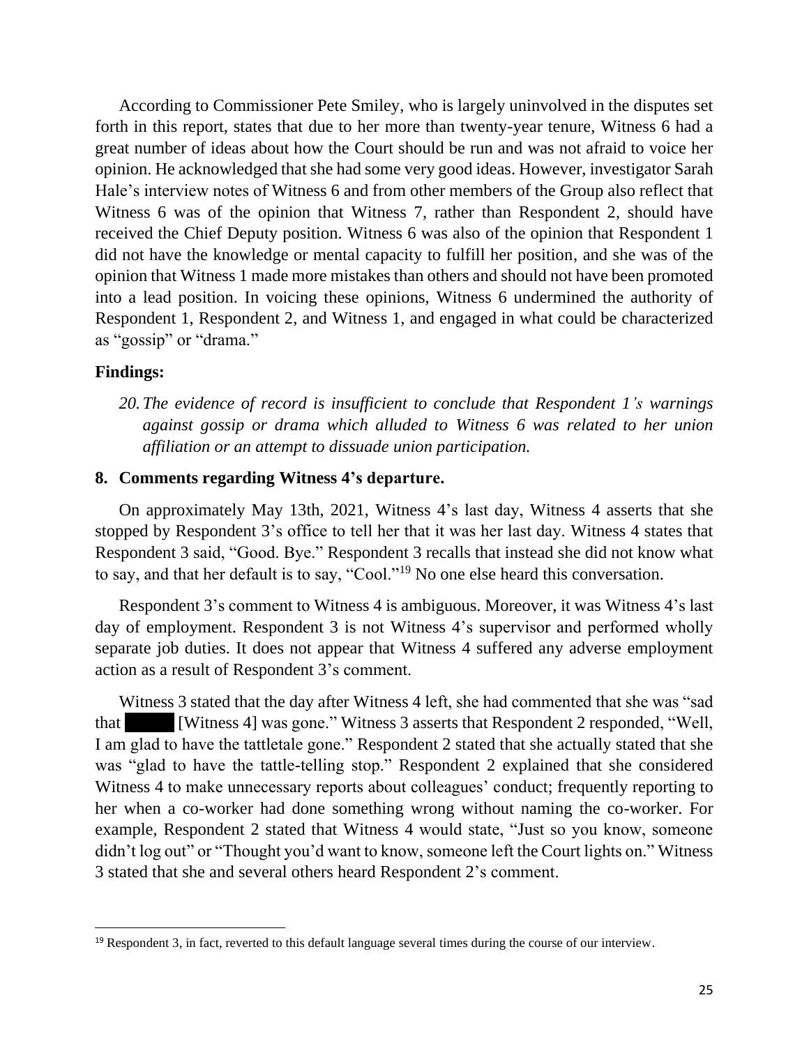According to Commissioner Pete Smiley, who is largely uninvolved in the disputes set forth in this report, states that due to her more than twenty-year tenure, Witness 6 had a great number of ideas about how the Court should be run and was not afraid to voice her opinion. He acknowledged that she had some very good ideas. However, investigator Sarah Hale's interview notes of Witness 6 and from other members of the Group also reflect that Witness 6 was of the opinion that Witness 7, rather than Respondent 2, should have received the Chief Deputy position. Witness 6 was also of the opinion that Respondent 1 did not have the knowledge or mental capacity to fulfill her position, and she was of the opinion that Witness 1 made more mistakes than others and should not have been promoted into a lead position. In voicing these opinions, Witness 6 undermined the authority of Respondent 1, Respondent 2, and Witness 1, and engaged in what could be characterized as "gossip" or "drama."

**Findings:**

20. *The evidence of record is insufficient to conclude that Respondent 1's warnings against gossip or drama which alluded to Witness 6 was related to her union affiliation or an attempt to dissuade union participation.*

## 8. Comments regarding Witness 4's departure.

On approximately May 13th, 2021, Witness 4's last day, Witness 4 asserts that she stopped by Respondent 3's office to tell her that it was her last day. Witness 4 states that Respondent 3 said, "Good. Bye." Respondent 3 recalls that instead she did not know what to say, and that her default is to say, "Cool."[19] No one else heard this conversation.

Respondent 3's comment to Witness 4 is ambiguous. Moreover, it was Witness 4's last day of employment. Respondent 3 is not Witness 4's supervisor and performed wholly separate job duties. It does not appear that Witness 4 suffered any adverse employment action as a result of Respondent 3's comment.

Witness 3 stated that the day after Witness 4 left, she had commented that she was "sad that ███ [Witness 4] was gone." Witness 3 asserts that Respondent 2 responded, "Well, I am glad to have the tattletale gone." Respondent 2 stated that she actually stated that she was "glad to have the tattle-telling stop." Respondent 2 explained that she considered Witness 4 to make unnecessary reports about colleagues' conduct; frequently reporting to her when a co-worker had done something wrong without naming the co-worker. For example, Respondent 2 stated that Witness 4 would state, "Just so you know, someone didn't log out" or "Thought you'd want to know, someone left the Court lights on." Witness 3 stated that she and several others heard Respondent 2's comment.

---

[19] Respondent 3, in fact, reverted to this default language several times during the course of our interview.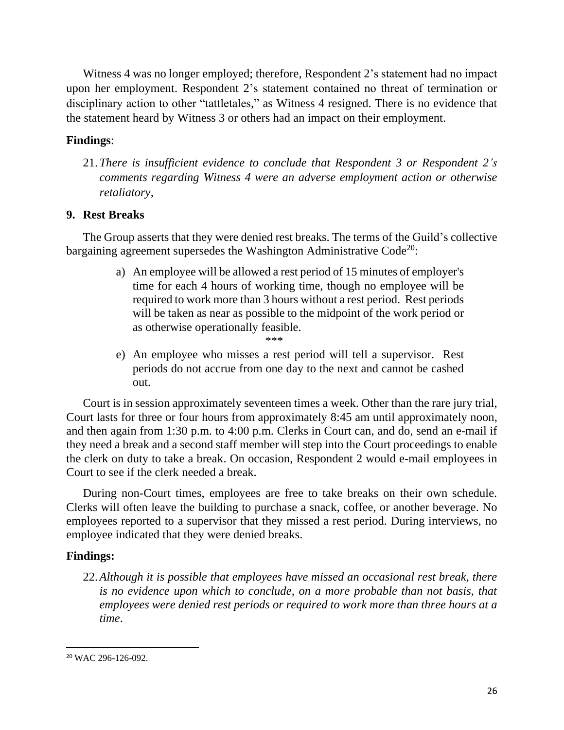Witness 4 was no longer employed; therefore, Respondent 2's statement had no impact upon her employment. Respondent 2's statement contained no threat of termination or disciplinary action to other "tattletales," as Witness 4 resigned. There is no evidence that the statement heard by Witness 3 or others had an impact on their employment.

**Findings**:

21. *There is insufficient evidence to conclude that Respondent 3 or Respondent 2's comments regarding Witness 4 were an adverse employment action or otherwise retaliatory,*

## 9. Rest Breaks

The Group asserts that they were denied rest breaks. The terms of the Guild's collective bargaining agreement supersedes the Washington Administrative Code[20]:

> a) An employee will be allowed a rest period of 15 minutes of employer's time for each 4 hours of working time, though no employee will be required to work more than 3 hours without a rest period. Rest periods will be taken as near as possible to the midpoint of the work period or as otherwise operationally feasible.
>
> ***
>
> e) An employee who misses a rest period will tell a supervisor. Rest periods do not accrue from one day to the next and cannot be cashed out.

Court is in session approximately seventeen times a week. Other than the rare jury trial, Court lasts for three or four hours from approximately 8:45 am until approximately noon, and then again from 1:30 p.m. to 4:00 p.m. Clerks in Court can, and do, send an e-mail if they need a break and a second staff member will step into the Court proceedings to enable the clerk on duty to take a break. On occasion, Respondent 2 would e-mail employees in Court to see if the clerk needed a break.

During non-Court times, employees are free to take breaks on their own schedule. Clerks will often leave the building to purchase a snack, coffee, or another beverage. No employees reported to a supervisor that they missed a rest period. During interviews, no employee indicated that they were denied breaks.

**Findings:**

22. *Although it is possible that employees have missed an occasional rest break, there is no evidence upon which to conclude, on a more probable than not basis, that employees were denied rest periods or required to work more than three hours at a time*.

---

[20] WAC 296-126-092.